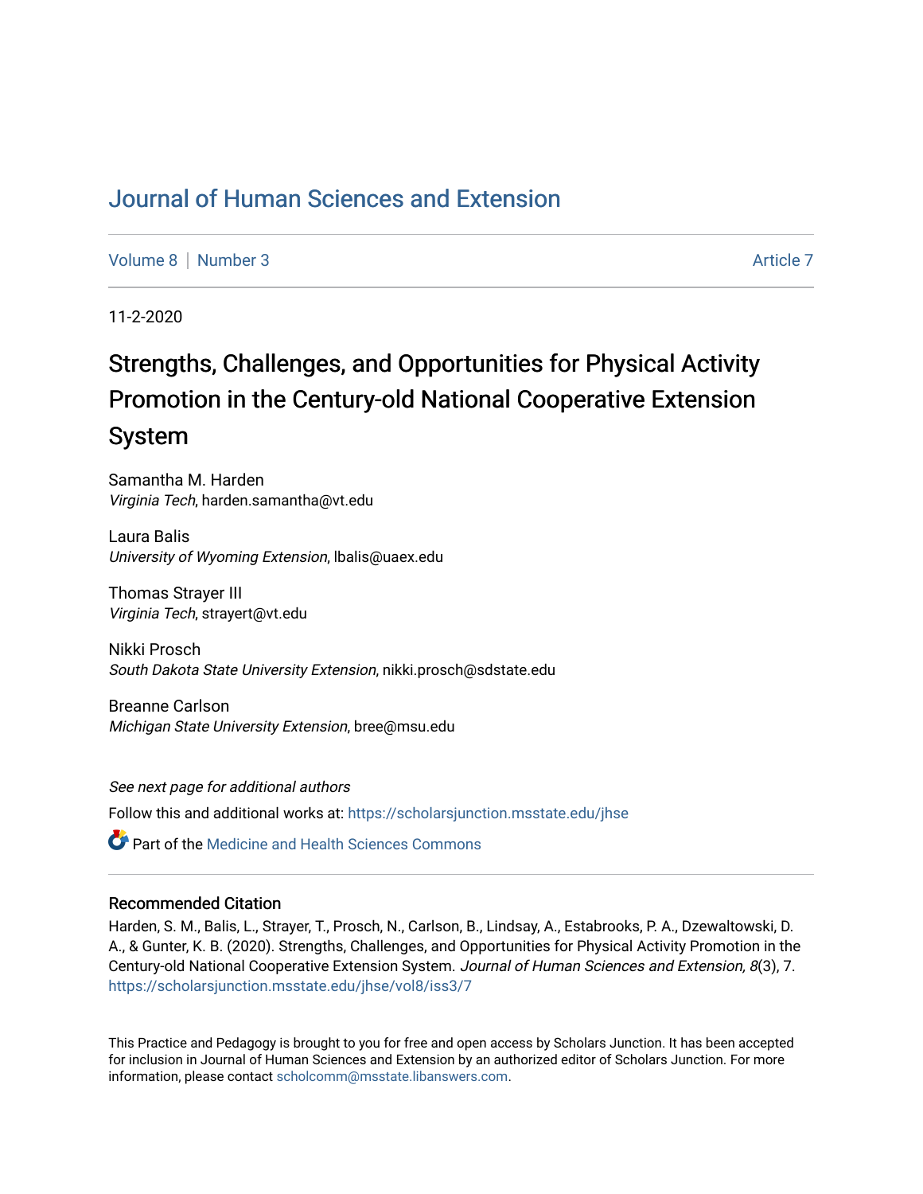# Journal of Human Sciences and Extension

Volume 8 | Number 3 Article 7

11-2-2020

## Strengths, Challenges, and Opportunities for Physical Activity Promotion in the Century-old National Cooperative Extension System

Samantha M. Harden
*Virginia Tech*, harden.samantha@vt.edu

Laura Balis
*University of Wyoming Extension*, lbalis@uaex.edu

Thomas Strayer III
*Virginia Tech*, strayert@vt.edu

Nikki Prosch
*South Dakota State University Extension*, nikki.prosch@sdstate.edu

Breanne Carlson
*Michigan State University Extension*, bree@msu.edu

*See next page for additional authors*

Follow this and additional works at: https://scholarsjunction.msstate.edu/jhse

Part of the Medicine and Health Sciences Commons

### Recommended Citation

Harden, S. M., Balis, L., Strayer, T., Prosch, N., Carlson, B., Lindsay, A., Estabrooks, P. A., Dzewaltowski, D. A., & Gunter, K. B. (2020). Strengths, Challenges, and Opportunities for Physical Activity Promotion in the Century-old National Cooperative Extension System. *Journal of Human Sciences and Extension, 8*(3), 7. https://scholarsjunction.msstate.edu/jhse/vol8/iss3/7

This Practice and Pedagogy is brought to you for free and open access by Scholars Junction. It has been accepted for inclusion in Journal of Human Sciences and Extension by an authorized editor of Scholars Junction. For more information, please contact scholcomm@msstate.libanswers.com.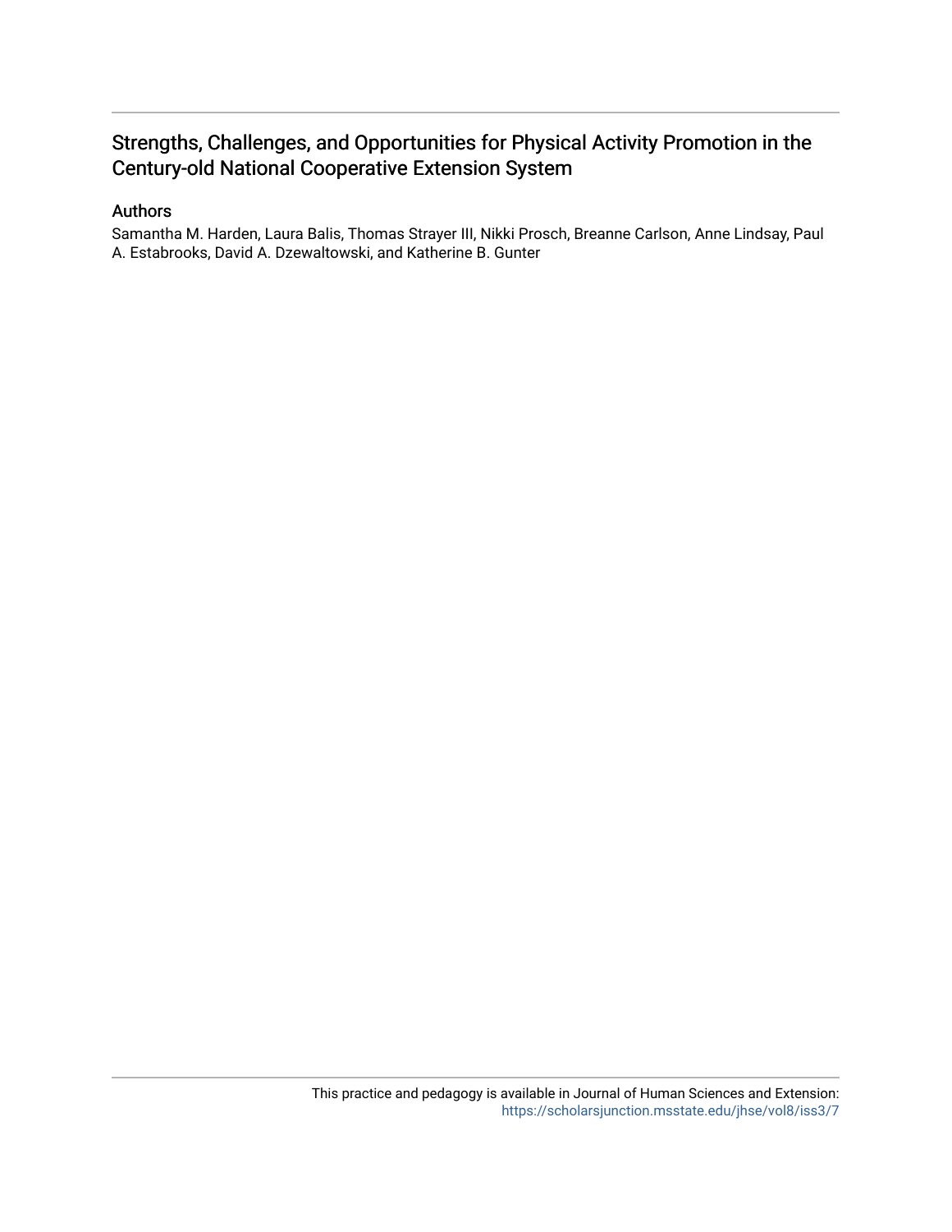# Strengths, Challenges, and Opportunities for Physical Activity Promotion in the Century-old National Cooperative Extension System

## Authors

Samantha M. Harden, Laura Balis, Thomas Strayer III, Nikki Prosch, Breanne Carlson, Anne Lindsay, Paul A. Estabrooks, David A. Dzewaltowski, and Katherine B. Gunter

This practice and pedagogy is available in Journal of Human Sciences and Extension: https://scholarsjunction.msstate.edu/jhse/vol8/iss3/7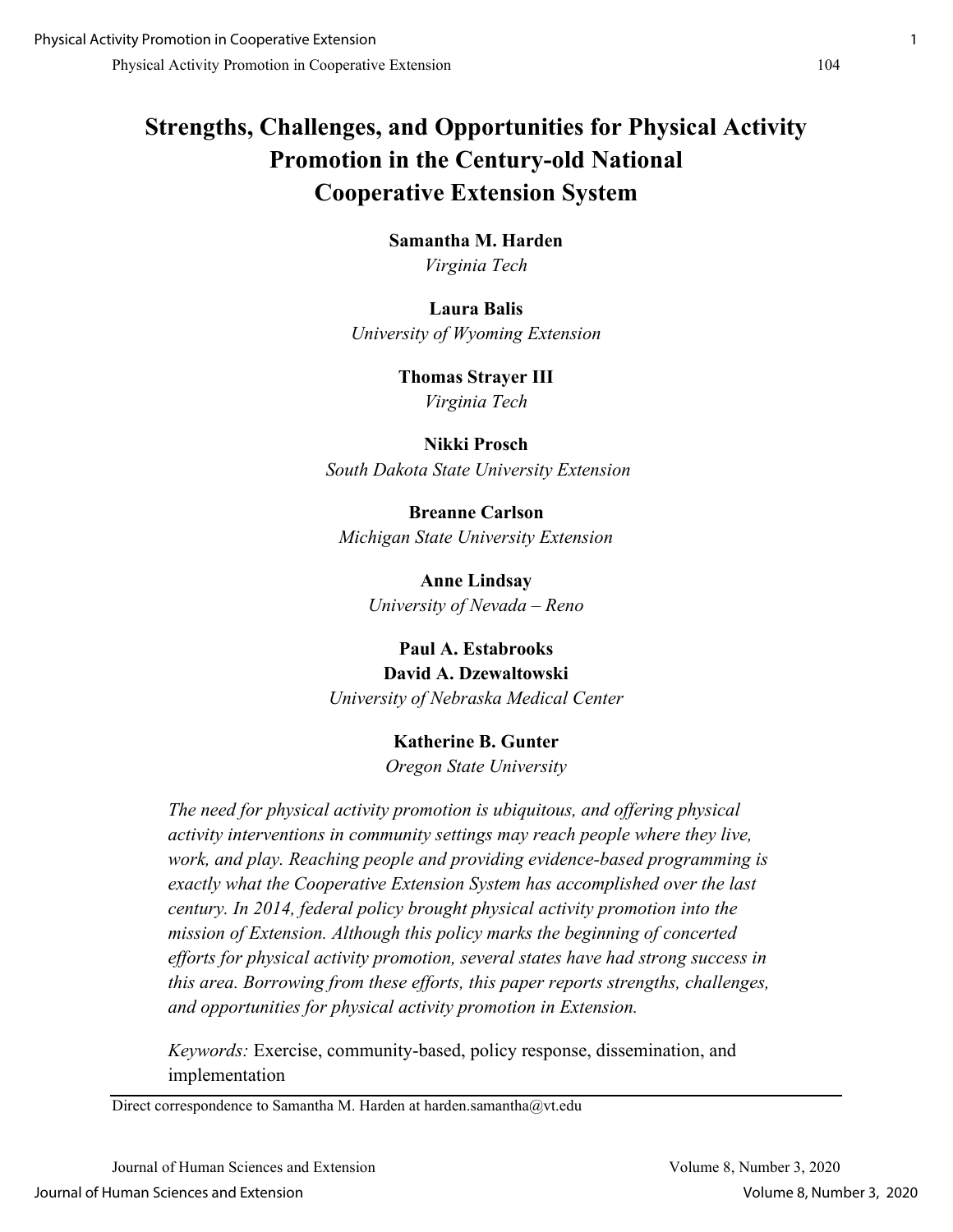# Strengths, Challenges, and Opportunities for Physical Activity Promotion in the Century-old National Cooperative Extension System

**Samantha M. Harden**
*Virginia Tech*

**Laura Balis**
*University of Wyoming Extension*

**Thomas Strayer III**
*Virginia Tech*

**Nikki Prosch**
*South Dakota State University Extension*

**Breanne Carlson**
*Michigan State University Extension*

**Anne Lindsay**
*University of Nevada – Reno*

**Paul A. Estabrooks**
**David A. Dzewaltowski**
*University of Nebraska Medical Center*

**Katherine B. Gunter**
*Oregon State University*

*The need for physical activity promotion is ubiquitous, and offering physical activity interventions in community settings may reach people where they live, work, and play. Reaching people and providing evidence-based programming is exactly what the Cooperative Extension System has accomplished over the last century. In 2014, federal policy brought physical activity promotion into the mission of Extension. Although this policy marks the beginning of concerted efforts for physical activity promotion, several states have had strong success in this area. Borrowing from these efforts, this paper reports strengths, challenges, and opportunities for physical activity promotion in Extension.*

*Keywords:* Exercise, community-based, policy response, dissemination, and implementation

Direct correspondence to Samantha M. Harden at harden.samantha@vt.edu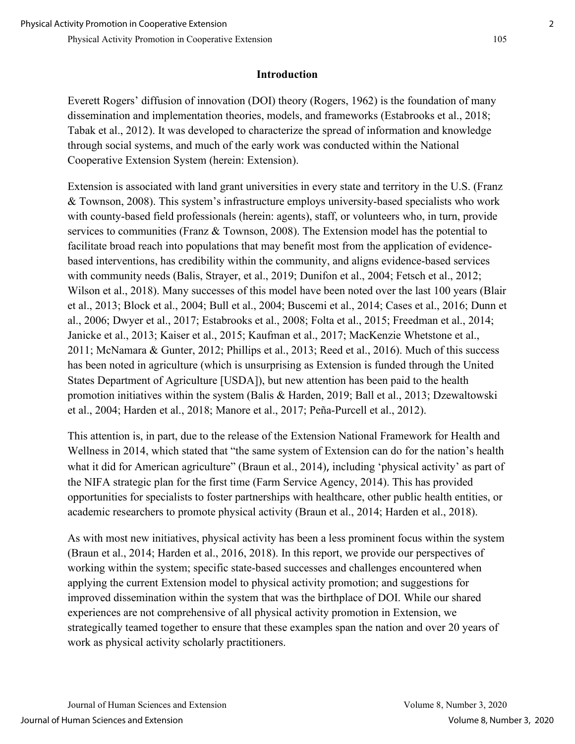## Introduction

Everett Rogers' diffusion of innovation (DOI) theory (Rogers, 1962) is the foundation of many dissemination and implementation theories, models, and frameworks (Estabrooks et al., 2018; Tabak et al., 2012). It was developed to characterize the spread of information and knowledge through social systems, and much of the early work was conducted within the National Cooperative Extension System (herein: Extension).

Extension is associated with land grant universities in every state and territory in the U.S. (Franz & Townson, 2008). This system's infrastructure employs university-based specialists who work with county-based field professionals (herein: agents), staff, or volunteers who, in turn, provide services to communities (Franz & Townson, 2008). The Extension model has the potential to facilitate broad reach into populations that may benefit most from the application of evidence-based interventions, has credibility within the community, and aligns evidence-based services with community needs (Balis, Strayer, et al., 2019; Dunifon et al., 2004; Fetsch et al., 2012; Wilson et al., 2018). Many successes of this model have been noted over the last 100 years (Blair et al., 2013; Block et al., 2004; Bull et al., 2004; Buscemi et al., 2014; Cases et al., 2016; Dunn et al., 2006; Dwyer et al., 2017; Estabrooks et al., 2008; Folta et al., 2015; Freedman et al., 2014; Janicke et al., 2013; Kaiser et al., 2015; Kaufman et al., 2017; MacKenzie Whetstone et al., 2011; McNamara & Gunter, 2012; Phillips et al., 2013; Reed et al., 2016). Much of this success has been noted in agriculture (which is unsurprising as Extension is funded through the United States Department of Agriculture [USDA]), but new attention has been paid to the health promotion initiatives within the system (Balis & Harden, 2019; Ball et al., 2013; Dzewaltowski et al., 2004; Harden et al., 2018; Manore et al., 2017; Peña-Purcell et al., 2012).

This attention is, in part, due to the release of the Extension National Framework for Health and Wellness in 2014, which stated that "the same system of Extension can do for the nation's health what it did for American agriculture" (Braun et al., 2014), including 'physical activity' as part of the NIFA strategic plan for the first time (Farm Service Agency, 2014). This has provided opportunities for specialists to foster partnerships with healthcare, other public health entities, or academic researchers to promote physical activity (Braun et al., 2014; Harden et al., 2018).

As with most new initiatives, physical activity has been a less prominent focus within the system (Braun et al., 2014; Harden et al., 2016, 2018). In this report, we provide our perspectives of working within the system; specific state-based successes and challenges encountered when applying the current Extension model to physical activity promotion; and suggestions for improved dissemination within the system that was the birthplace of DOI. While our shared experiences are not comprehensive of all physical activity promotion in Extension, we strategically teamed together to ensure that these examples span the nation and over 20 years of work as physical activity scholarly practitioners.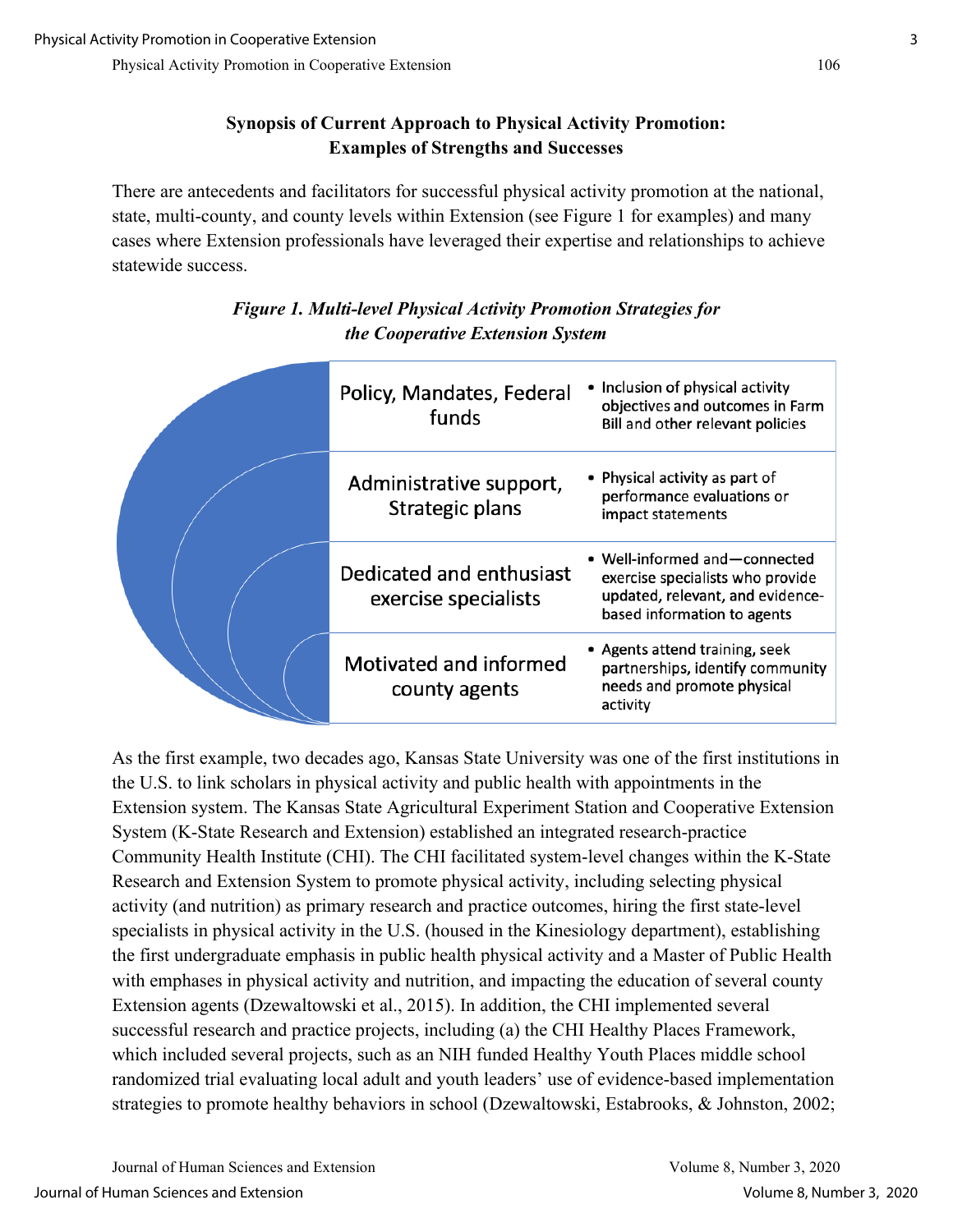## Synopsis of Current Approach to Physical Activity Promotion: Examples of Strengths and Successes

There are antecedents and facilitators for successful physical activity promotion at the national, state, multi-county, and county levels within Extension (see Figure 1 for examples) and many cases where Extension professionals have leveraged their expertise and relationships to achieve statewide success.

***Figure 1. Multi-level Physical Activity Promotion Strategies for the Cooperative Extension System***

| Level | Strategy |
| --- | --- |
| Policy, Mandates, Federal funds | • Inclusion of physical activity objectives and outcomes in Farm Bill and other relevant policies |
| Administrative support, Strategic plans | • Physical activity as part of performance evaluations or impact statements |
| Dedicated and enthusiast exercise specialists | • Well-informed and—connected exercise specialists who provide updated, relevant, and evidence-based information to agents |
| Motivated and informed county agents | • Agents attend training, seek partnerships, identify community needs and promote physical activity |

As the first example, two decades ago, Kansas State University was one of the first institutions in the U.S. to link scholars in physical activity and public health with appointments in the Extension system. The Kansas State Agricultural Experiment Station and Cooperative Extension System (K-State Research and Extension) established an integrated research-practice Community Health Institute (CHI). The CHI facilitated system-level changes within the K-State Research and Extension System to promote physical activity, including selecting physical activity (and nutrition) as primary research and practice outcomes, hiring the first state-level specialists in physical activity in the U.S. (housed in the Kinesiology department), establishing the first undergraduate emphasis in public health physical activity and a Master of Public Health with emphases in physical activity and nutrition, and impacting the education of several county Extension agents (Dzewaltowski et al., 2015). In addition, the CHI implemented several successful research and practice projects, including (a) the CHI Healthy Places Framework, which included several projects, such as an NIH funded Healthy Youth Places middle school randomized trial evaluating local adult and youth leaders' use of evidence-based implementation strategies to promote healthy behaviors in school (Dzewaltowski, Estabrooks, & Johnston, 2002;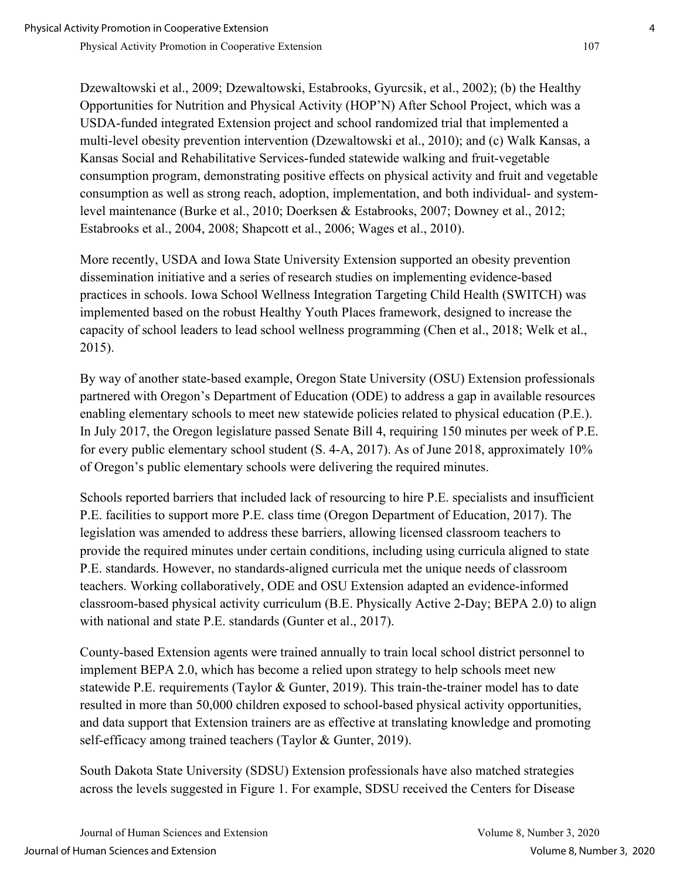Dzewaltowski et al., 2009; Dzewaltowski, Estabrooks, Gyurcsik, et al., 2002); (b) the Healthy Opportunities for Nutrition and Physical Activity (HOP'N) After School Project, which was a USDA-funded integrated Extension project and school randomized trial that implemented a multi-level obesity prevention intervention (Dzewaltowski et al., 2010); and (c) Walk Kansas, a Kansas Social and Rehabilitative Services-funded statewide walking and fruit-vegetable consumption program, demonstrating positive effects on physical activity and fruit and vegetable consumption as well as strong reach, adoption, implementation, and both individual- and system-level maintenance (Burke et al., 2010; Doerksen & Estabrooks, 2007; Downey et al., 2012; Estabrooks et al., 2004, 2008; Shapcott et al., 2006; Wages et al., 2010).

More recently, USDA and Iowa State University Extension supported an obesity prevention dissemination initiative and a series of research studies on implementing evidence-based practices in schools. Iowa School Wellness Integration Targeting Child Health (SWITCH) was implemented based on the robust Healthy Youth Places framework, designed to increase the capacity of school leaders to lead school wellness programming (Chen et al., 2018; Welk et al., 2015).

By way of another state-based example, Oregon State University (OSU) Extension professionals partnered with Oregon's Department of Education (ODE) to address a gap in available resources enabling elementary schools to meet new statewide policies related to physical education (P.E.). In July 2017, the Oregon legislature passed Senate Bill 4, requiring 150 minutes per week of P.E. for every public elementary school student (S. 4-A, 2017). As of June 2018, approximately 10% of Oregon's public elementary schools were delivering the required minutes.

Schools reported barriers that included lack of resourcing to hire P.E. specialists and insufficient P.E. facilities to support more P.E. class time (Oregon Department of Education, 2017). The legislation was amended to address these barriers, allowing licensed classroom teachers to provide the required minutes under certain conditions, including using curricula aligned to state P.E. standards. However, no standards-aligned curricula met the unique needs of classroom teachers. Working collaboratively, ODE and OSU Extension adapted an evidence-informed classroom-based physical activity curriculum (B.E. Physically Active 2-Day; BEPA 2.0) to align with national and state P.E. standards (Gunter et al., 2017).

County-based Extension agents were trained annually to train local school district personnel to implement BEPA 2.0, which has become a relied upon strategy to help schools meet new statewide P.E. requirements (Taylor & Gunter, 2019). This train-the-trainer model has to date resulted in more than 50,000 children exposed to school-based physical activity opportunities, and data support that Extension trainers are as effective at translating knowledge and promoting self-efficacy among trained teachers (Taylor & Gunter, 2019).

South Dakota State University (SDSU) Extension professionals have also matched strategies across the levels suggested in Figure 1. For example, SDSU received the Centers for Disease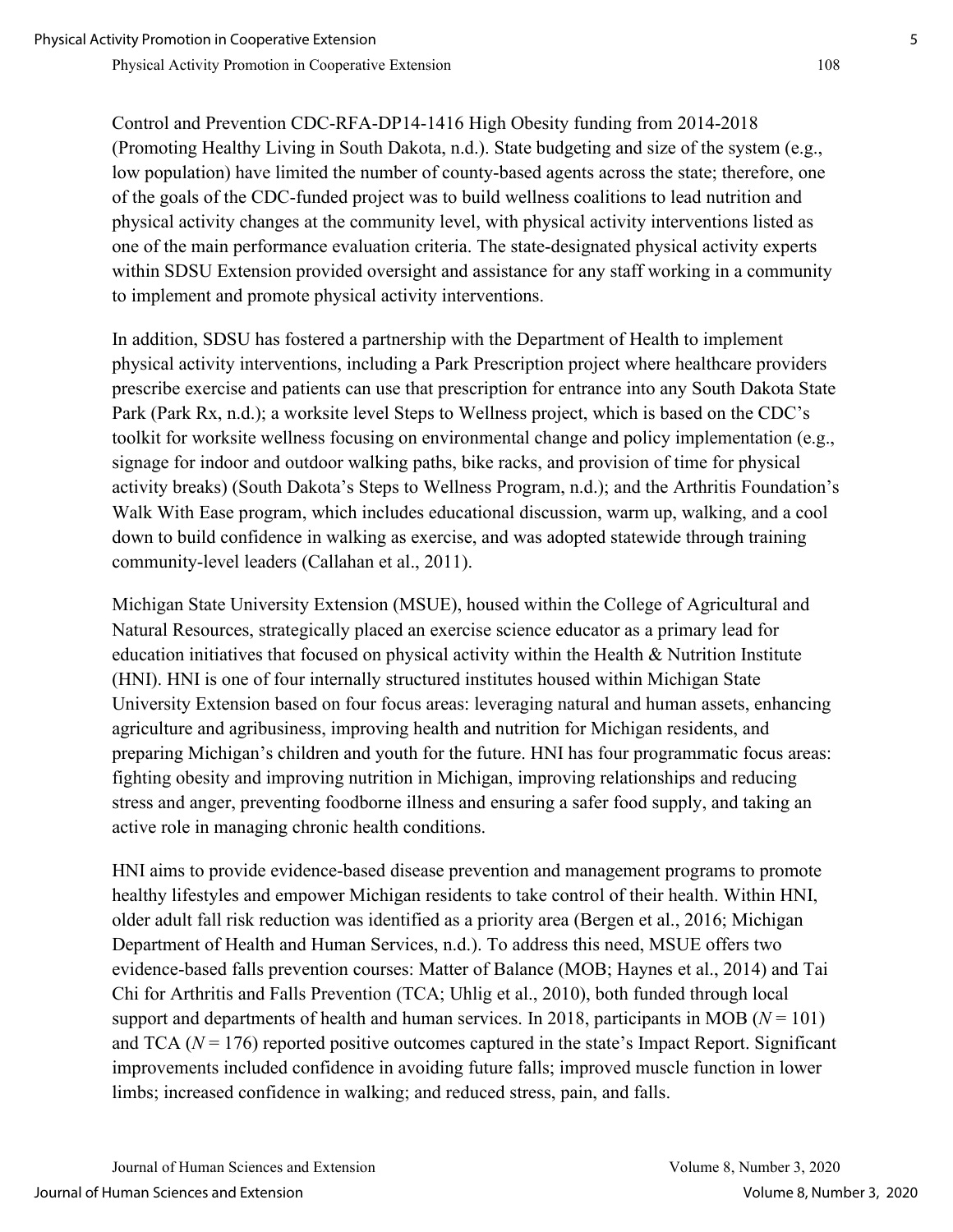Control and Prevention CDC-RFA-DP14-1416 High Obesity funding from 2014-2018 (Promoting Healthy Living in South Dakota, n.d.). State budgeting and size of the system (e.g., low population) have limited the number of county-based agents across the state; therefore, one of the goals of the CDC-funded project was to build wellness coalitions to lead nutrition and physical activity changes at the community level, with physical activity interventions listed as one of the main performance evaluation criteria. The state-designated physical activity experts within SDSU Extension provided oversight and assistance for any staff working in a community to implement and promote physical activity interventions.

In addition, SDSU has fostered a partnership with the Department of Health to implement physical activity interventions, including a Park Prescription project where healthcare providers prescribe exercise and patients can use that prescription for entrance into any South Dakota State Park (Park Rx, n.d.); a worksite level Steps to Wellness project, which is based on the CDC's toolkit for worksite wellness focusing on environmental change and policy implementation (e.g., signage for indoor and outdoor walking paths, bike racks, and provision of time for physical activity breaks) (South Dakota's Steps to Wellness Program, n.d.); and the Arthritis Foundation's Walk With Ease program, which includes educational discussion, warm up, walking, and a cool down to build confidence in walking as exercise, and was adopted statewide through training community-level leaders (Callahan et al., 2011).

Michigan State University Extension (MSUE), housed within the College of Agricultural and Natural Resources, strategically placed an exercise science educator as a primary lead for education initiatives that focused on physical activity within the Health & Nutrition Institute (HNI). HNI is one of four internally structured institutes housed within Michigan State University Extension based on four focus areas: leveraging natural and human assets, enhancing agriculture and agribusiness, improving health and nutrition for Michigan residents, and preparing Michigan's children and youth for the future. HNI has four programmatic focus areas: fighting obesity and improving nutrition in Michigan, improving relationships and reducing stress and anger, preventing foodborne illness and ensuring a safer food supply, and taking an active role in managing chronic health conditions.

HNI aims to provide evidence-based disease prevention and management programs to promote healthy lifestyles and empower Michigan residents to take control of their health. Within HNI, older adult fall risk reduction was identified as a priority area (Bergen et al., 2016; Michigan Department of Health and Human Services, n.d.). To address this need, MSUE offers two evidence-based falls prevention courses: Matter of Balance (MOB; Haynes et al., 2014) and Tai Chi for Arthritis and Falls Prevention (TCA; Uhlig et al., 2010), both funded through local support and departments of health and human services. In 2018, participants in MOB ($N = 101$) and TCA ($N = 176$) reported positive outcomes captured in the state's Impact Report. Significant improvements included confidence in avoiding future falls; improved muscle function in lower limbs; increased confidence in walking; and reduced stress, pain, and falls.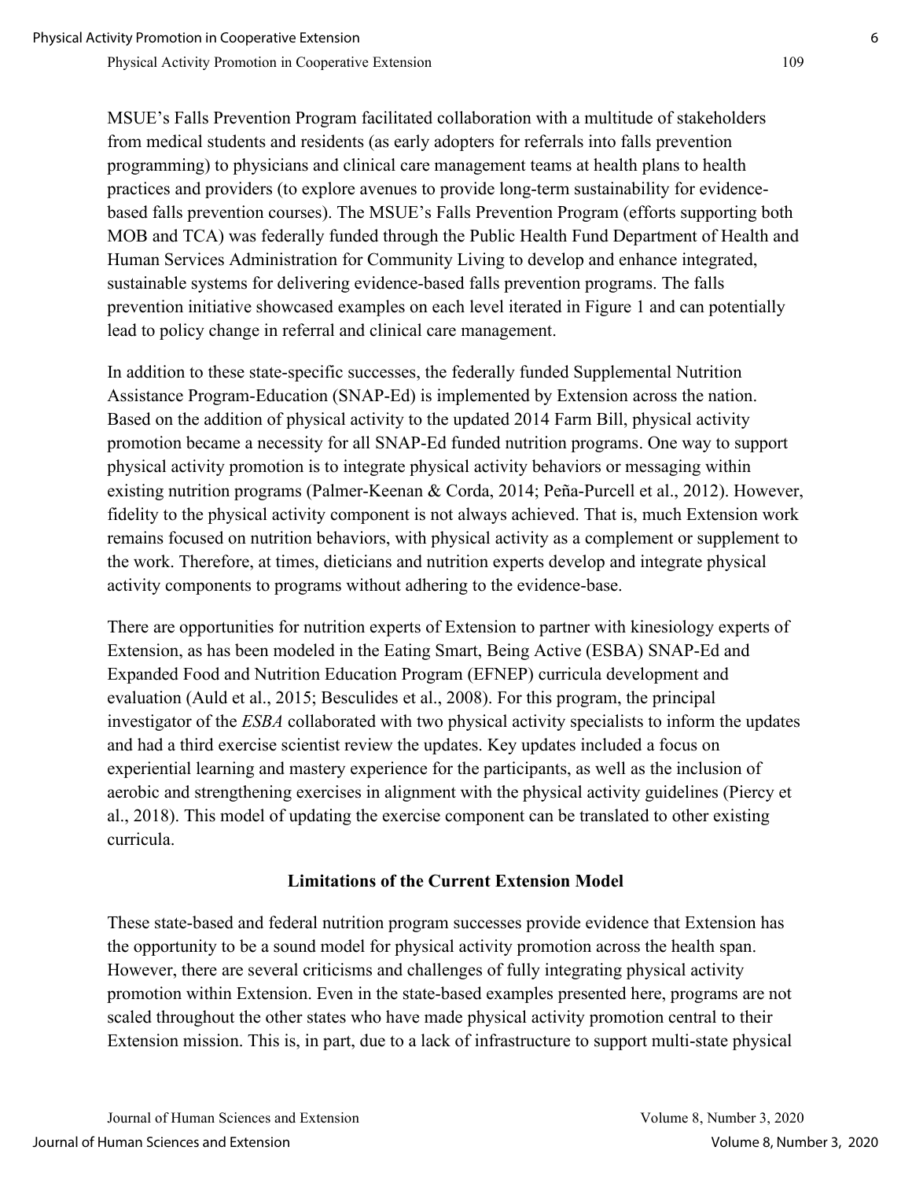MSUE's Falls Prevention Program facilitated collaboration with a multitude of stakeholders from medical students and residents (as early adopters for referrals into falls prevention programming) to physicians and clinical care management teams at health plans to health practices and providers (to explore avenues to provide long-term sustainability for evidence-based falls prevention courses). The MSUE's Falls Prevention Program (efforts supporting both MOB and TCA) was federally funded through the Public Health Fund Department of Health and Human Services Administration for Community Living to develop and enhance integrated, sustainable systems for delivering evidence-based falls prevention programs. The falls prevention initiative showcased examples on each level iterated in Figure 1 and can potentially lead to policy change in referral and clinical care management.

In addition to these state-specific successes, the federally funded Supplemental Nutrition Assistance Program-Education (SNAP-Ed) is implemented by Extension across the nation. Based on the addition of physical activity to the updated 2014 Farm Bill, physical activity promotion became a necessity for all SNAP-Ed funded nutrition programs. One way to support physical activity promotion is to integrate physical activity behaviors or messaging within existing nutrition programs (Palmer-Keenan & Corda, 2014; Peña-Purcell et al., 2012). However, fidelity to the physical activity component is not always achieved. That is, much Extension work remains focused on nutrition behaviors, with physical activity as a complement or supplement to the work. Therefore, at times, dieticians and nutrition experts develop and integrate physical activity components to programs without adhering to the evidence-base.

There are opportunities for nutrition experts of Extension to partner with kinesiology experts of Extension, as has been modeled in the Eating Smart, Being Active (ESBA) SNAP-Ed and Expanded Food and Nutrition Education Program (EFNEP) curricula development and evaluation (Auld et al., 2015; Besculides et al., 2008). For this program, the principal investigator of the *ESBA* collaborated with two physical activity specialists to inform the updates and had a third exercise scientist review the updates. Key updates included a focus on experiential learning and mastery experience for the participants, as well as the inclusion of aerobic and strengthening exercises in alignment with the physical activity guidelines (Piercy et al., 2018). This model of updating the exercise component can be translated to other existing curricula.

## Limitations of the Current Extension Model

These state-based and federal nutrition program successes provide evidence that Extension has the opportunity to be a sound model for physical activity promotion across the health span. However, there are several criticisms and challenges of fully integrating physical activity promotion within Extension. Even in the state-based examples presented here, programs are not scaled throughout the other states who have made physical activity promotion central to their Extension mission. This is, in part, due to a lack of infrastructure to support multi-state physical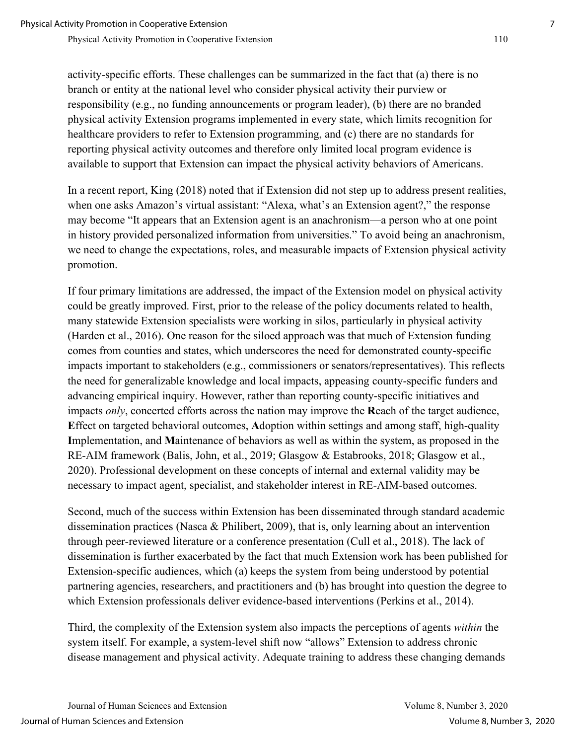activity-specific efforts. These challenges can be summarized in the fact that (a) there is no branch or entity at the national level who consider physical activity their purview or responsibility (e.g., no funding announcements or program leader), (b) there are no branded physical activity Extension programs implemented in every state, which limits recognition for healthcare providers to refer to Extension programming, and (c) there are no standards for reporting physical activity outcomes and therefore only limited local program evidence is available to support that Extension can impact the physical activity behaviors of Americans.

In a recent report, King (2018) noted that if Extension did not step up to address present realities, when one asks Amazon's virtual assistant: "Alexa, what's an Extension agent?," the response may become "It appears that an Extension agent is an anachronism—a person who at one point in history provided personalized information from universities." To avoid being an anachronism, we need to change the expectations, roles, and measurable impacts of Extension physical activity promotion.

If four primary limitations are addressed, the impact of the Extension model on physical activity could be greatly improved. First, prior to the release of the policy documents related to health, many statewide Extension specialists were working in silos, particularly in physical activity (Harden et al., 2016). One reason for the siloed approach was that much of Extension funding comes from counties and states, which underscores the need for demonstrated county-specific impacts important to stakeholders (e.g., commissioners or senators/representatives). This reflects the need for generalizable knowledge and local impacts, appeasing county-specific funders and advancing empirical inquiry. However, rather than reporting county-specific initiatives and impacts *only*, concerted efforts across the nation may improve the **R**each of the target audience, **E**ffect on targeted behavioral outcomes, **A**doption within settings and among staff, high-quality **I**mplementation, and **M**aintenance of behaviors as well as within the system, as proposed in the RE-AIM framework (Balis, John, et al., 2019; Glasgow & Estabrooks, 2018; Glasgow et al., 2020). Professional development on these concepts of internal and external validity may be necessary to impact agent, specialist, and stakeholder interest in RE-AIM-based outcomes.

Second, much of the success within Extension has been disseminated through standard academic dissemination practices (Nasca & Philibert, 2009), that is, only learning about an intervention through peer-reviewed literature or a conference presentation (Cull et al., 2018). The lack of dissemination is further exacerbated by the fact that much Extension work has been published for Extension-specific audiences, which (a) keeps the system from being understood by potential partnering agencies, researchers, and practitioners and (b) has brought into question the degree to which Extension professionals deliver evidence-based interventions (Perkins et al., 2014).

Third, the complexity of the Extension system also impacts the perceptions of agents *within* the system itself. For example, a system-level shift now "allows" Extension to address chronic disease management and physical activity. Adequate training to address these changing demands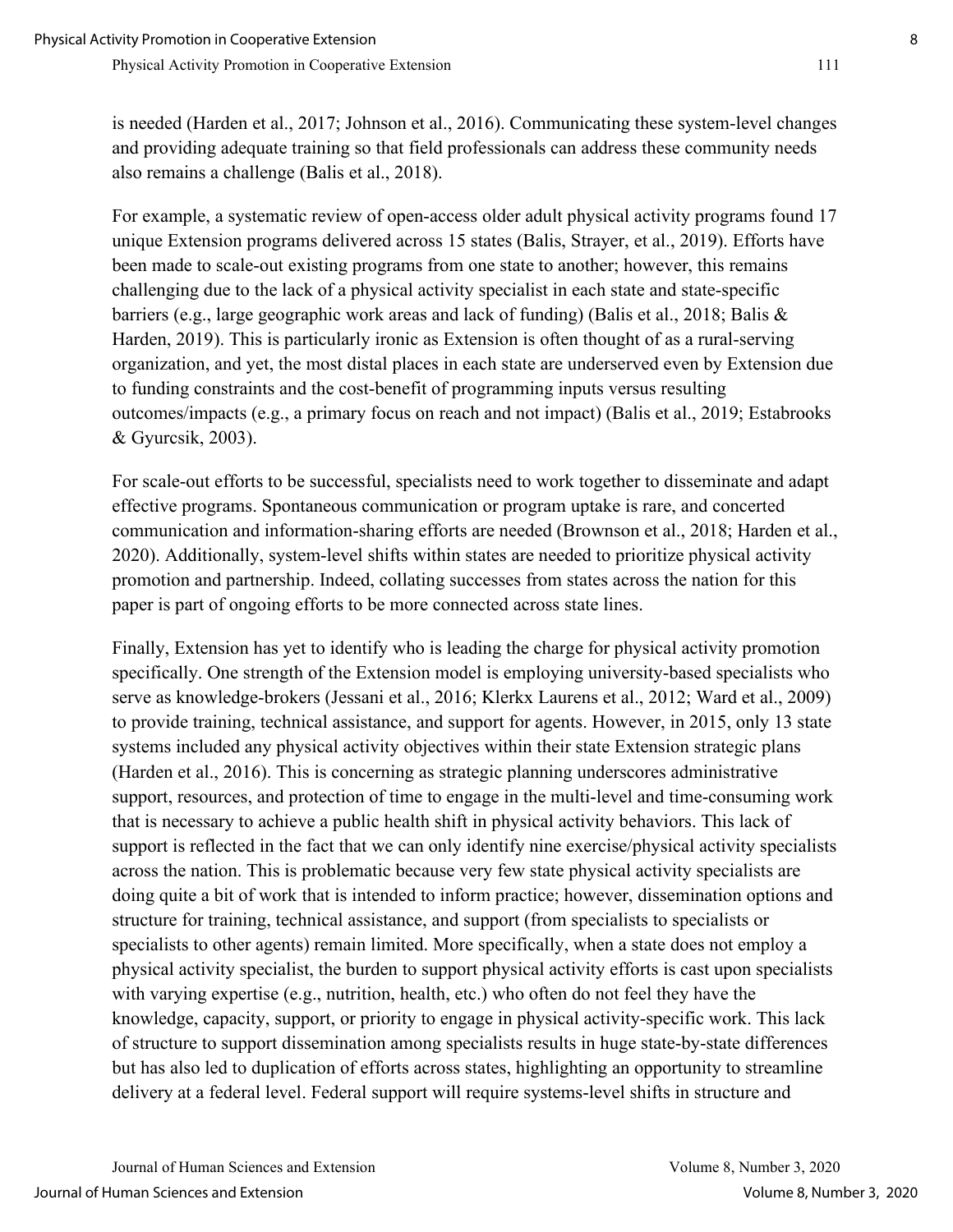is needed (Harden et al., 2017; Johnson et al., 2016). Communicating these system-level changes and providing adequate training so that field professionals can address these community needs also remains a challenge (Balis et al., 2018).

For example, a systematic review of open-access older adult physical activity programs found 17 unique Extension programs delivered across 15 states (Balis, Strayer, et al., 2019). Efforts have been made to scale-out existing programs from one state to another; however, this remains challenging due to the lack of a physical activity specialist in each state and state-specific barriers (e.g., large geographic work areas and lack of funding) (Balis et al., 2018; Balis & Harden, 2019). This is particularly ironic as Extension is often thought of as a rural-serving organization, and yet, the most distal places in each state are underserved even by Extension due to funding constraints and the cost-benefit of programming inputs versus resulting outcomes/impacts (e.g., a primary focus on reach and not impact) (Balis et al., 2019; Estabrooks & Gyurcsik, 2003).

For scale-out efforts to be successful, specialists need to work together to disseminate and adapt effective programs. Spontaneous communication or program uptake is rare, and concerted communication and information-sharing efforts are needed (Brownson et al., 2018; Harden et al., 2020). Additionally, system-level shifts within states are needed to prioritize physical activity promotion and partnership. Indeed, collating successes from states across the nation for this paper is part of ongoing efforts to be more connected across state lines.

Finally, Extension has yet to identify who is leading the charge for physical activity promotion specifically. One strength of the Extension model is employing university-based specialists who serve as knowledge-brokers (Jessani et al., 2016; Klerkx Laurens et al., 2012; Ward et al., 2009) to provide training, technical assistance, and support for agents. However, in 2015, only 13 state systems included any physical activity objectives within their state Extension strategic plans (Harden et al., 2016). This is concerning as strategic planning underscores administrative support, resources, and protection of time to engage in the multi-level and time-consuming work that is necessary to achieve a public health shift in physical activity behaviors. This lack of support is reflected in the fact that we can only identify nine exercise/physical activity specialists across the nation. This is problematic because very few state physical activity specialists are doing quite a bit of work that is intended to inform practice; however, dissemination options and structure for training, technical assistance, and support (from specialists to specialists or specialists to other agents) remain limited. More specifically, when a state does not employ a physical activity specialist, the burden to support physical activity efforts is cast upon specialists with varying expertise (e.g., nutrition, health, etc.) who often do not feel they have the knowledge, capacity, support, or priority to engage in physical activity-specific work. This lack of structure to support dissemination among specialists results in huge state-by-state differences but has also led to duplication of efforts across states, highlighting an opportunity to streamline delivery at a federal level. Federal support will require systems-level shifts in structure and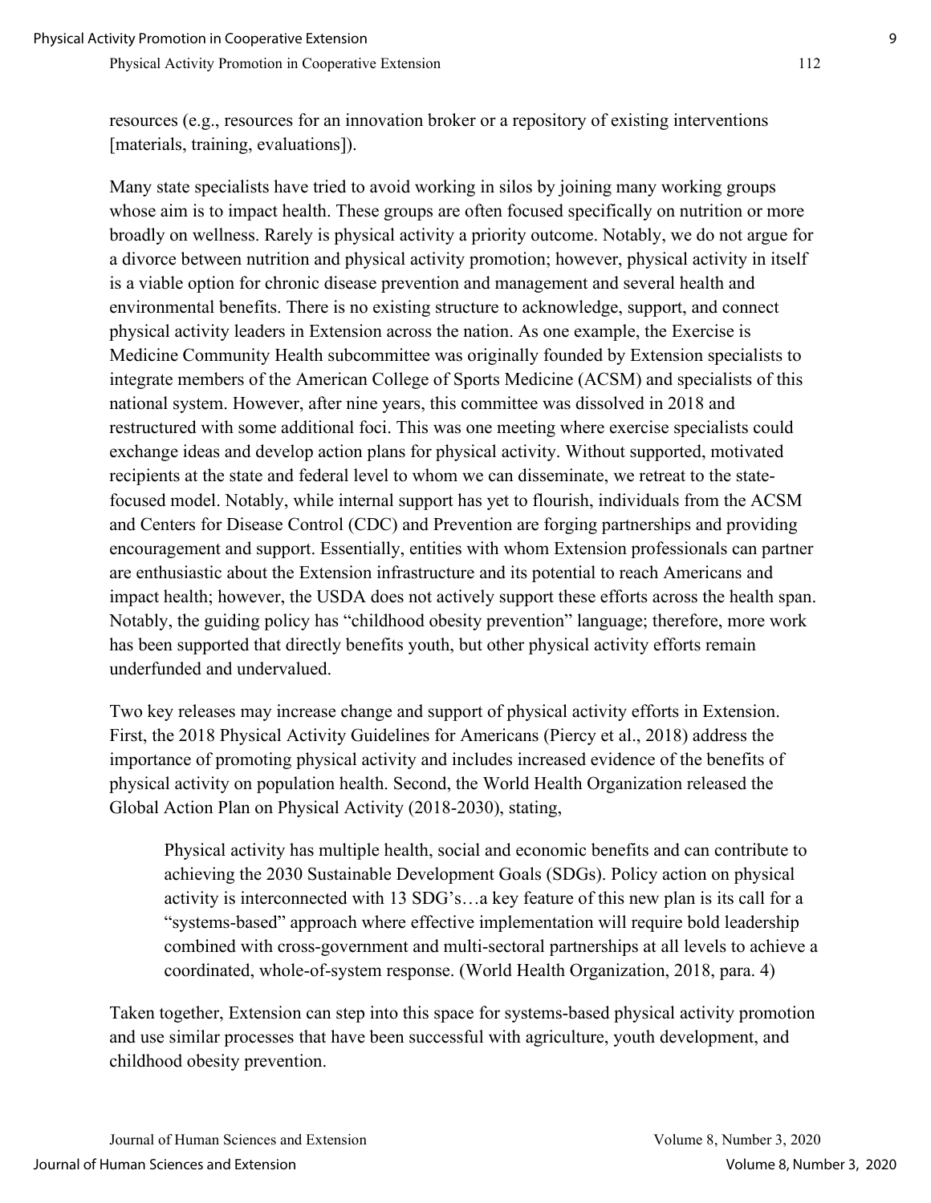resources (e.g., resources for an innovation broker or a repository of existing interventions [materials, training, evaluations]).

Many state specialists have tried to avoid working in silos by joining many working groups whose aim is to impact health. These groups are often focused specifically on nutrition or more broadly on wellness. Rarely is physical activity a priority outcome. Notably, we do not argue for a divorce between nutrition and physical activity promotion; however, physical activity in itself is a viable option for chronic disease prevention and management and several health and environmental benefits. There is no existing structure to acknowledge, support, and connect physical activity leaders in Extension across the nation. As one example, the Exercise is Medicine Community Health subcommittee was originally founded by Extension specialists to integrate members of the American College of Sports Medicine (ACSM) and specialists of this national system. However, after nine years, this committee was dissolved in 2018 and restructured with some additional foci. This was one meeting where exercise specialists could exchange ideas and develop action plans for physical activity. Without supported, motivated recipients at the state and federal level to whom we can disseminate, we retreat to the state-focused model. Notably, while internal support has yet to flourish, individuals from the ACSM and Centers for Disease Control (CDC) and Prevention are forging partnerships and providing encouragement and support. Essentially, entities with whom Extension professionals can partner are enthusiastic about the Extension infrastructure and its potential to reach Americans and impact health; however, the USDA does not actively support these efforts across the health span. Notably, the guiding policy has "childhood obesity prevention" language; therefore, more work has been supported that directly benefits youth, but other physical activity efforts remain underfunded and undervalued.

Two key releases may increase change and support of physical activity efforts in Extension. First, the 2018 Physical Activity Guidelines for Americans (Piercy et al., 2018) address the importance of promoting physical activity and includes increased evidence of the benefits of physical activity on population health. Second, the World Health Organization released the Global Action Plan on Physical Activity (2018-2030), stating,

> Physical activity has multiple health, social and economic benefits and can contribute to achieving the 2030 Sustainable Development Goals (SDGs). Policy action on physical activity is interconnected with 13 SDG's…a key feature of this new plan is its call for a "systems-based" approach where effective implementation will require bold leadership combined with cross-government and multi-sectoral partnerships at all levels to achieve a coordinated, whole-of-system response. (World Health Organization, 2018, para. 4)

Taken together, Extension can step into this space for systems-based physical activity promotion and use similar processes that have been successful with agriculture, youth development, and childhood obesity prevention.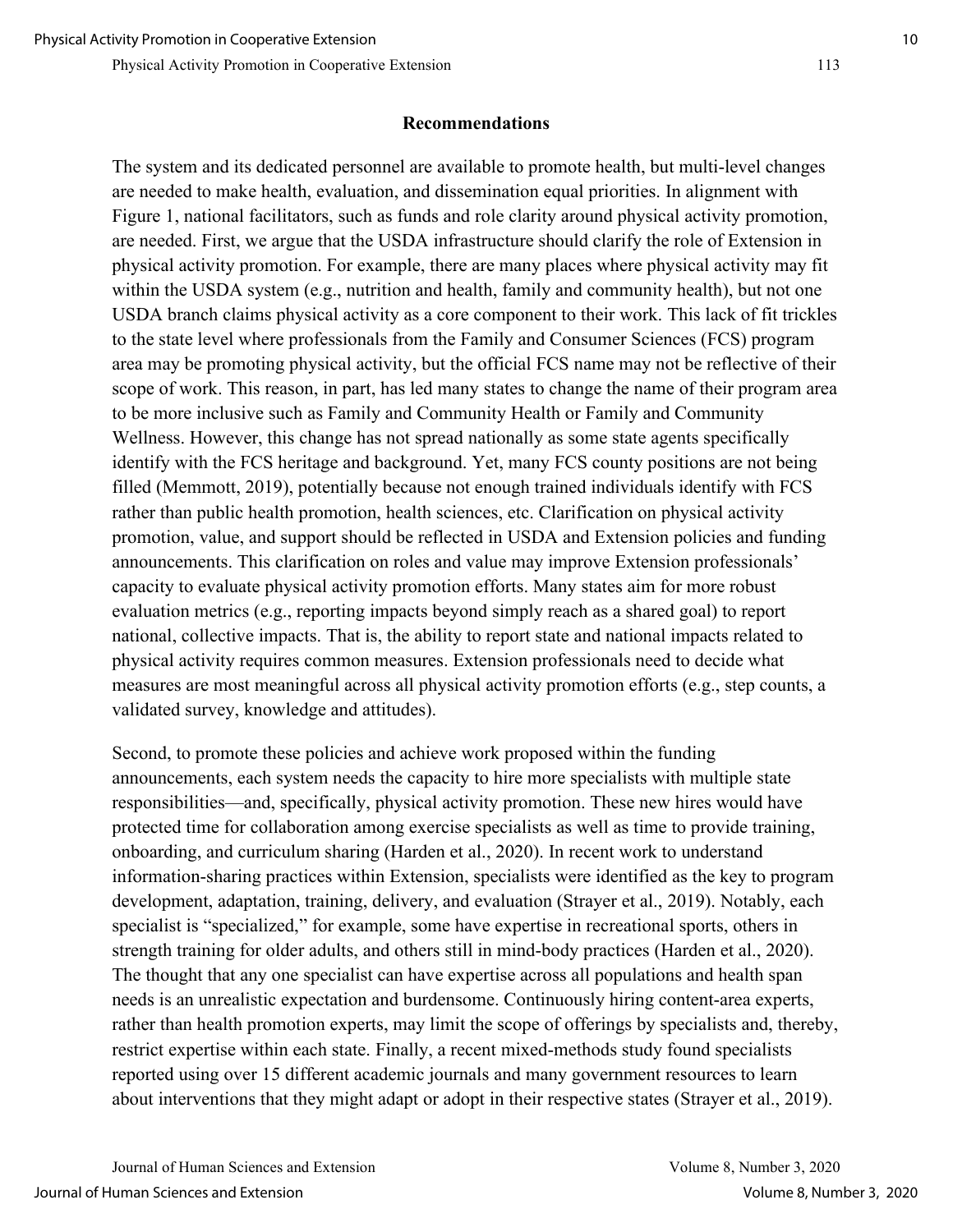## Recommendations

The system and its dedicated personnel are available to promote health, but multi-level changes are needed to make health, evaluation, and dissemination equal priorities. In alignment with Figure 1, national facilitators, such as funds and role clarity around physical activity promotion, are needed. First, we argue that the USDA infrastructure should clarify the role of Extension in physical activity promotion. For example, there are many places where physical activity may fit within the USDA system (e.g., nutrition and health, family and community health), but not one USDA branch claims physical activity as a core component to their work. This lack of fit trickles to the state level where professionals from the Family and Consumer Sciences (FCS) program area may be promoting physical activity, but the official FCS name may not be reflective of their scope of work. This reason, in part, has led many states to change the name of their program area to be more inclusive such as Family and Community Health or Family and Community Wellness. However, this change has not spread nationally as some state agents specifically identify with the FCS heritage and background. Yet, many FCS county positions are not being filled (Memmott, 2019), potentially because not enough trained individuals identify with FCS rather than public health promotion, health sciences, etc. Clarification on physical activity promotion, value, and support should be reflected in USDA and Extension policies and funding announcements. This clarification on roles and value may improve Extension professionals' capacity to evaluate physical activity promotion efforts. Many states aim for more robust evaluation metrics (e.g., reporting impacts beyond simply reach as a shared goal) to report national, collective impacts. That is, the ability to report state and national impacts related to physical activity requires common measures. Extension professionals need to decide what measures are most meaningful across all physical activity promotion efforts (e.g., step counts, a validated survey, knowledge and attitudes).

Second, to promote these policies and achieve work proposed within the funding announcements, each system needs the capacity to hire more specialists with multiple state responsibilities—and, specifically, physical activity promotion. These new hires would have protected time for collaboration among exercise specialists as well as time to provide training, onboarding, and curriculum sharing (Harden et al., 2020). In recent work to understand information-sharing practices within Extension, specialists were identified as the key to program development, adaptation, training, delivery, and evaluation (Strayer et al., 2019). Notably, each specialist is "specialized," for example, some have expertise in recreational sports, others in strength training for older adults, and others still in mind-body practices (Harden et al., 2020). The thought that any one specialist can have expertise across all populations and health span needs is an unrealistic expectation and burdensome. Continuously hiring content-area experts, rather than health promotion experts, may limit the scope of offerings by specialists and, thereby, restrict expertise within each state. Finally, a recent mixed-methods study found specialists reported using over 15 different academic journals and many government resources to learn about interventions that they might adapt or adopt in their respective states (Strayer et al., 2019).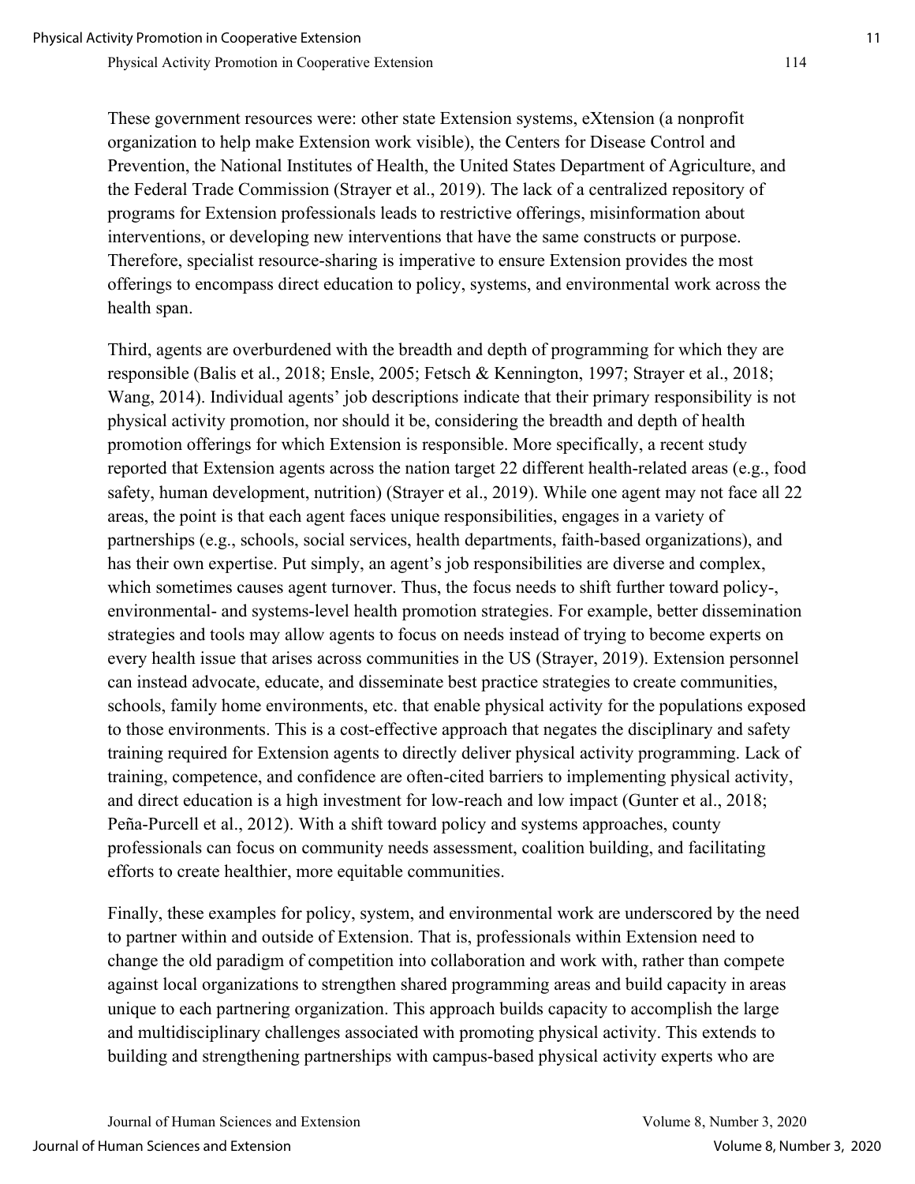These government resources were: other state Extension systems, eXtension (a nonprofit organization to help make Extension work visible), the Centers for Disease Control and Prevention, the National Institutes of Health, the United States Department of Agriculture, and the Federal Trade Commission (Strayer et al., 2019). The lack of a centralized repository of programs for Extension professionals leads to restrictive offerings, misinformation about interventions, or developing new interventions that have the same constructs or purpose. Therefore, specialist resource-sharing is imperative to ensure Extension provides the most offerings to encompass direct education to policy, systems, and environmental work across the health span.

Third, agents are overburdened with the breadth and depth of programming for which they are responsible (Balis et al., 2018; Ensle, 2005; Fetsch & Kennington, 1997; Strayer et al., 2018; Wang, 2014). Individual agents' job descriptions indicate that their primary responsibility is not physical activity promotion, nor should it be, considering the breadth and depth of health promotion offerings for which Extension is responsible. More specifically, a recent study reported that Extension agents across the nation target 22 different health-related areas (e.g., food safety, human development, nutrition) (Strayer et al., 2019). While one agent may not face all 22 areas, the point is that each agent faces unique responsibilities, engages in a variety of partnerships (e.g., schools, social services, health departments, faith-based organizations), and has their own expertise. Put simply, an agent's job responsibilities are diverse and complex, which sometimes causes agent turnover. Thus, the focus needs to shift further toward policy-, environmental- and systems-level health promotion strategies. For example, better dissemination strategies and tools may allow agents to focus on needs instead of trying to become experts on every health issue that arises across communities in the US (Strayer, 2019). Extension personnel can instead advocate, educate, and disseminate best practice strategies to create communities, schools, family home environments, etc. that enable physical activity for the populations exposed to those environments. This is a cost-effective approach that negates the disciplinary and safety training required for Extension agents to directly deliver physical activity programming. Lack of training, competence, and confidence are often-cited barriers to implementing physical activity, and direct education is a high investment for low-reach and low impact (Gunter et al., 2018; Peña-Purcell et al., 2012). With a shift toward policy and systems approaches, county professionals can focus on community needs assessment, coalition building, and facilitating efforts to create healthier, more equitable communities.

Finally, these examples for policy, system, and environmental work are underscored by the need to partner within and outside of Extension. That is, professionals within Extension need to change the old paradigm of competition into collaboration and work with, rather than compete against local organizations to strengthen shared programming areas and build capacity in areas unique to each partnering organization. This approach builds capacity to accomplish the large and multidisciplinary challenges associated with promoting physical activity. This extends to building and strengthening partnerships with campus-based physical activity experts who are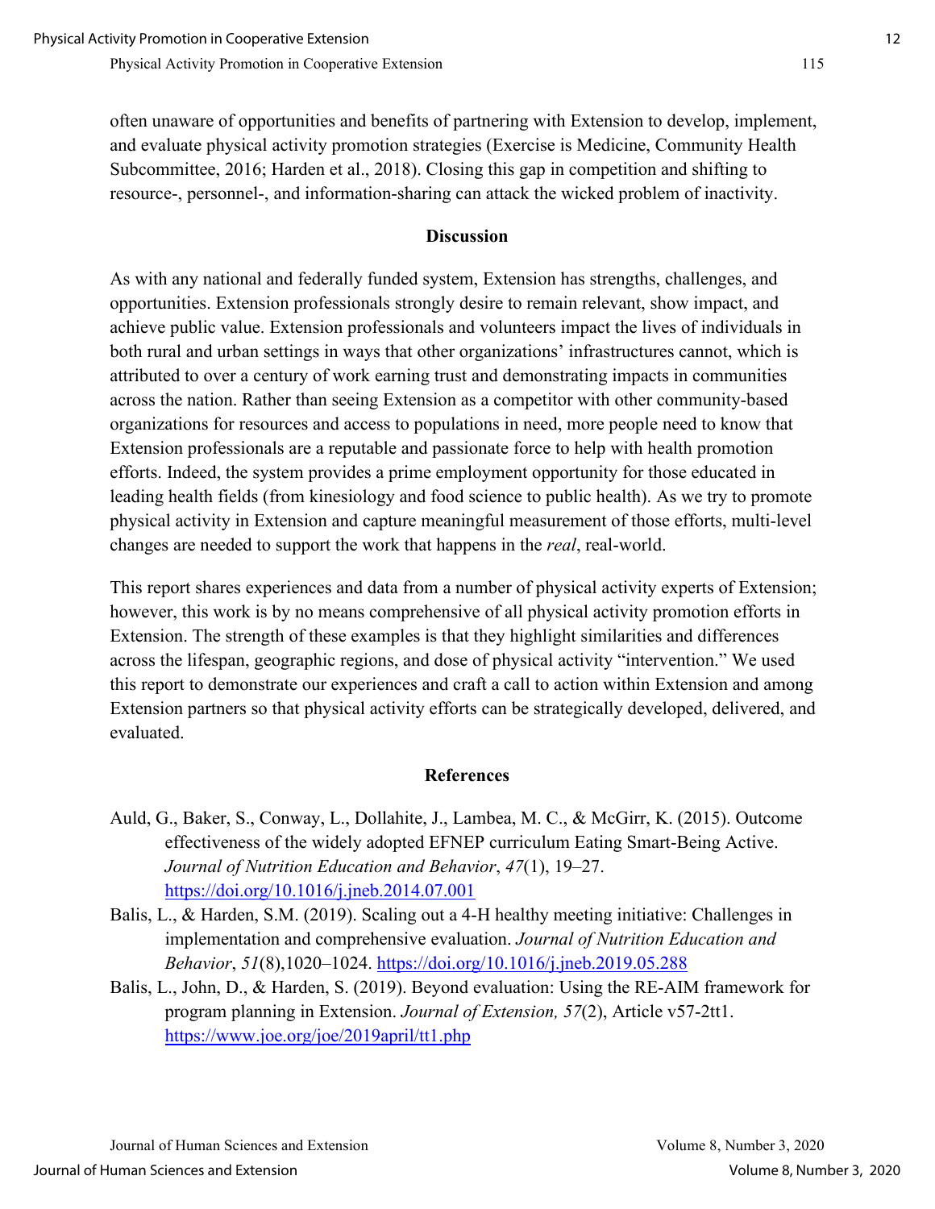often unaware of opportunities and benefits of partnering with Extension to develop, implement, and evaluate physical activity promotion strategies (Exercise is Medicine, Community Health Subcommittee, 2016; Harden et al., 2018). Closing this gap in competition and shifting to resource-, personnel-, and information-sharing can attack the wicked problem of inactivity.

## Discussion

As with any national and federally funded system, Extension has strengths, challenges, and opportunities. Extension professionals strongly desire to remain relevant, show impact, and achieve public value. Extension professionals and volunteers impact the lives of individuals in both rural and urban settings in ways that other organizations' infrastructures cannot, which is attributed to over a century of work earning trust and demonstrating impacts in communities across the nation. Rather than seeing Extension as a competitor with other community-based organizations for resources and access to populations in need, more people need to know that Extension professionals are a reputable and passionate force to help with health promotion efforts. Indeed, the system provides a prime employment opportunity for those educated in leading health fields (from kinesiology and food science to public health). As we try to promote physical activity in Extension and capture meaningful measurement of those efforts, multi-level changes are needed to support the work that happens in the *real*, real-world.

This report shares experiences and data from a number of physical activity experts of Extension; however, this work is by no means comprehensive of all physical activity promotion efforts in Extension. The strength of these examples is that they highlight similarities and differences across the lifespan, geographic regions, and dose of physical activity "intervention." We used this report to demonstrate our experiences and craft a call to action within Extension and among Extension partners so that physical activity efforts can be strategically developed, delivered, and evaluated.

## References

Auld, G., Baker, S., Conway, L., Dollahite, J., Lambea, M. C., & McGirr, K. (2015). Outcome effectiveness of the widely adopted EFNEP curriculum Eating Smart-Being Active. *Journal of Nutrition Education and Behavior*, *47*(1), 19–27. https://doi.org/10.1016/j.jneb.2014.07.001

Balis, L., & Harden, S.M. (2019). Scaling out a 4-H healthy meeting initiative: Challenges in implementation and comprehensive evaluation. *Journal of Nutrition Education and Behavior*, *51*(8),1020–1024. https://doi.org/10.1016/j.jneb.2019.05.288

Balis, L., John, D., & Harden, S. (2019). Beyond evaluation: Using the RE-AIM framework for program planning in Extension. *Journal of Extension, 57*(2), Article v57-2tt1. https://www.joe.org/joe/2019april/tt1.php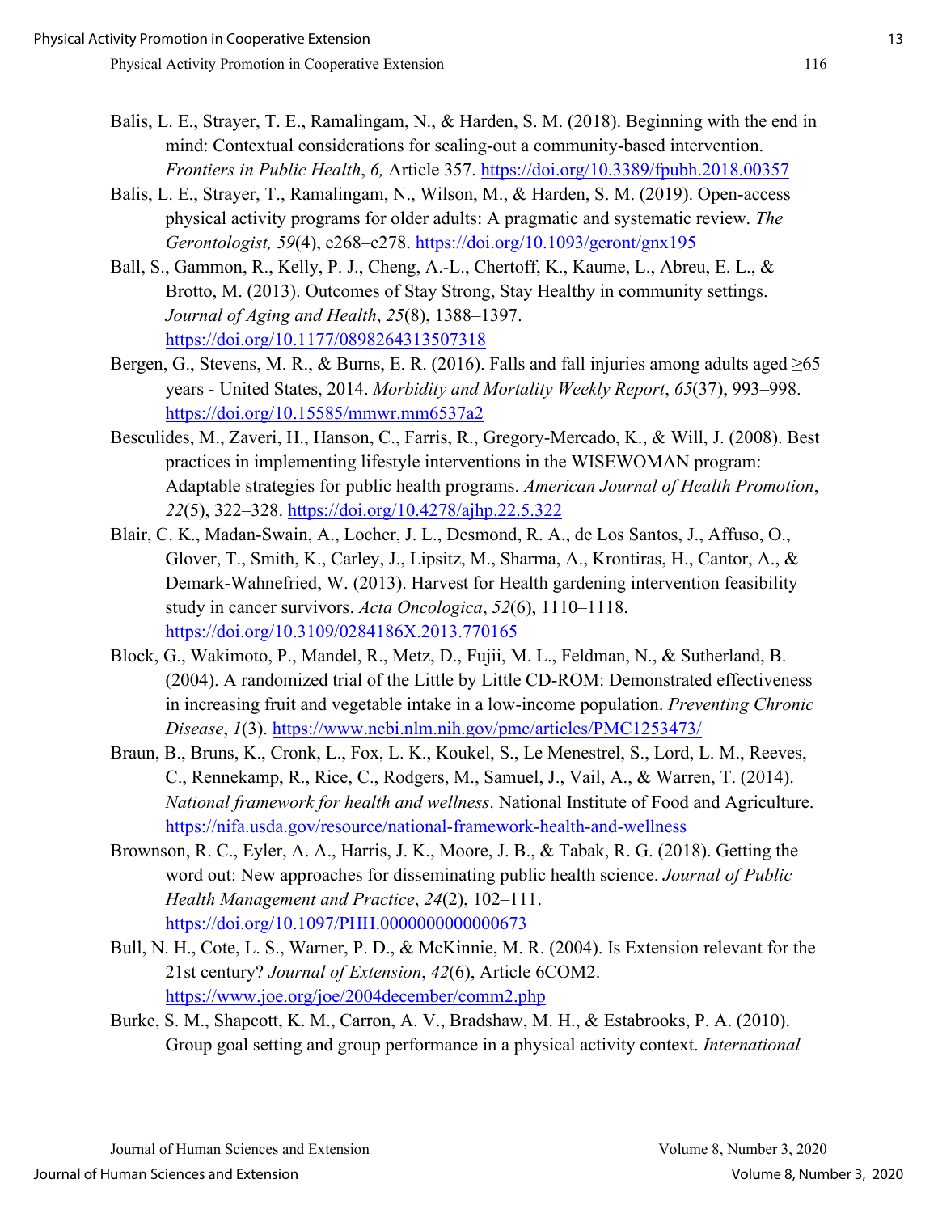Balis, L. E., Strayer, T. E., Ramalingam, N., & Harden, S. M. (2018). Beginning with the end in mind: Contextual considerations for scaling-out a community-based intervention. *Frontiers in Public Health*, *6,* Article 357. https://doi.org/10.3389/fpubh.2018.00357

Balis, L. E., Strayer, T., Ramalingam, N., Wilson, M., & Harden, S. M. (2019). Open-access physical activity programs for older adults: A pragmatic and systematic review. *The Gerontologist, 59*(4), e268–e278. https://doi.org/10.1093/geront/gnx195

Ball, S., Gammon, R., Kelly, P. J., Cheng, A.-L., Chertoff, K., Kaume, L., Abreu, E. L., & Brotto, M. (2013). Outcomes of Stay Strong, Stay Healthy in community settings. *Journal of Aging and Health*, *25*(8), 1388–1397. https://doi.org/10.1177/0898264313507318

Bergen, G., Stevens, M. R., & Burns, E. R. (2016). Falls and fall injuries among adults aged ≥65 years - United States, 2014. *Morbidity and Mortality Weekly Report*, *65*(37), 993–998. https://doi.org/10.15585/mmwr.mm6537a2

Besculides, M., Zaveri, H., Hanson, C., Farris, R., Gregory-Mercado, K., & Will, J. (2008). Best practices in implementing lifestyle interventions in the WISEWOMAN program: Adaptable strategies for public health programs. *American Journal of Health Promotion*, *22*(5), 322–328. https://doi.org/10.4278/ajhp.22.5.322

Blair, C. K., Madan-Swain, A., Locher, J. L., Desmond, R. A., de Los Santos, J., Affuso, O., Glover, T., Smith, K., Carley, J., Lipsitz, M., Sharma, A., Krontiras, H., Cantor, A., & Demark-Wahnefried, W. (2013). Harvest for Health gardening intervention feasibility study in cancer survivors. *Acta Oncologica*, *52*(6), 1110–1118. https://doi.org/10.3109/0284186X.2013.770165

Block, G., Wakimoto, P., Mandel, R., Metz, D., Fujii, M. L., Feldman, N., & Sutherland, B. (2004). A randomized trial of the Little by Little CD-ROM: Demonstrated effectiveness in increasing fruit and vegetable intake in a low-income population. *Preventing Chronic Disease*, *1*(3). https://www.ncbi.nlm.nih.gov/pmc/articles/PMC1253473/

Braun, B., Bruns, K., Cronk, L., Fox, L. K., Koukel, S., Le Menestrel, S., Lord, L. M., Reeves, C., Rennekamp, R., Rice, C., Rodgers, M., Samuel, J., Vail, A., & Warren, T. (2014). *National framework for health and wellness*. National Institute of Food and Agriculture. https://nifa.usda.gov/resource/national-framework-health-and-wellness

Brownson, R. C., Eyler, A. A., Harris, J. K., Moore, J. B., & Tabak, R. G. (2018). Getting the word out: New approaches for disseminating public health science. *Journal of Public Health Management and Practice*, *24*(2), 102–111. https://doi.org/10.1097/PHH.0000000000000673

Bull, N. H., Cote, L. S., Warner, P. D., & McKinnie, M. R. (2004). Is Extension relevant for the 21st century? *Journal of Extension*, *42*(6), Article 6COM2. https://www.joe.org/joe/2004december/comm2.php

Burke, S. M., Shapcott, K. M., Carron, A. V., Bradshaw, M. H., & Estabrooks, P. A. (2010). Group goal setting and group performance in a physical activity context. *International*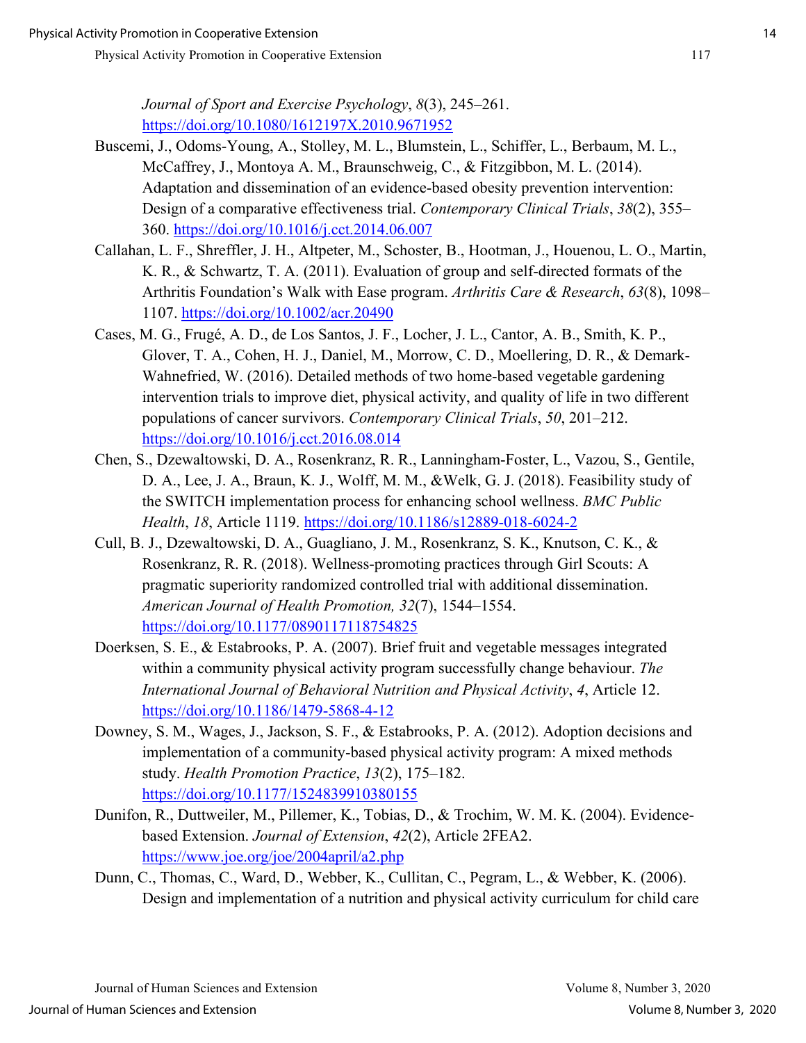*Journal of Sport and Exercise Psychology*, *8*(3), 245–261. https://doi.org/10.1080/1612197X.2010.9671952

Buscemi, J., Odoms-Young, A., Stolley, M. L., Blumstein, L., Schiffer, L., Berbaum, M. L., McCaffrey, J., Montoya A. M., Braunschweig, C., & Fitzgibbon, M. L. (2014). Adaptation and dissemination of an evidence-based obesity prevention intervention: Design of a comparative effectiveness trial. *Contemporary Clinical Trials*, *38*(2), 355–360. https://doi.org/10.1016/j.cct.2014.06.007

Callahan, L. F., Shreffler, J. H., Altpeter, M., Schoster, B., Hootman, J., Houenou, L. O., Martin, K. R., & Schwartz, T. A. (2011). Evaluation of group and self-directed formats of the Arthritis Foundation's Walk with Ease program. *Arthritis Care & Research*, *63*(8), 1098–1107. https://doi.org/10.1002/acr.20490

Cases, M. G., Frugé, A. D., de Los Santos, J. F., Locher, J. L., Cantor, A. B., Smith, K. P., Glover, T. A., Cohen, H. J., Daniel, M., Morrow, C. D., Moellering, D. R., & Demark-Wahnefried, W. (2016). Detailed methods of two home-based vegetable gardening intervention trials to improve diet, physical activity, and quality of life in two different populations of cancer survivors. *Contemporary Clinical Trials*, *50*, 201–212. https://doi.org/10.1016/j.cct.2016.08.014

Chen, S., Dzewaltowski, D. A., Rosenkranz, R. R., Lanningham-Foster, L., Vazou, S., Gentile, D. A., Lee, J. A., Braun, K. J., Wolff, M. M., &Welk, G. J. (2018). Feasibility study of the SWITCH implementation process for enhancing school wellness. *BMC Public Health*, *18*, Article 1119. https://doi.org/10.1186/s12889-018-6024-2

Cull, B. J., Dzewaltowski, D. A., Guagliano, J. M., Rosenkranz, S. K., Knutson, C. K., & Rosenkranz, R. R. (2018). Wellness-promoting practices through Girl Scouts: A pragmatic superiority randomized controlled trial with additional dissemination. *American Journal of Health Promotion, 32*(7), 1544–1554. https://doi.org/10.1177/0890117118754825

Doerksen, S. E., & Estabrooks, P. A. (2007). Brief fruit and vegetable messages integrated within a community physical activity program successfully change behaviour. *The International Journal of Behavioral Nutrition and Physical Activity*, *4*, Article 12. https://doi.org/10.1186/1479-5868-4-12

Downey, S. M., Wages, J., Jackson, S. F., & Estabrooks, P. A. (2012). Adoption decisions and implementation of a community-based physical activity program: A mixed methods study. *Health Promotion Practice*, *13*(2), 175–182. https://doi.org/10.1177/1524839910380155

Dunifon, R., Duttweiler, M., Pillemer, K., Tobias, D., & Trochim, W. M. K. (2004). Evidence-based Extension. *Journal of Extension*, *42*(2), Article 2FEA2. https://www.joe.org/joe/2004april/a2.php

Dunn, C., Thomas, C., Ward, D., Webber, K., Cullitan, C., Pegram, L., & Webber, K. (2006). Design and implementation of a nutrition and physical activity curriculum for child care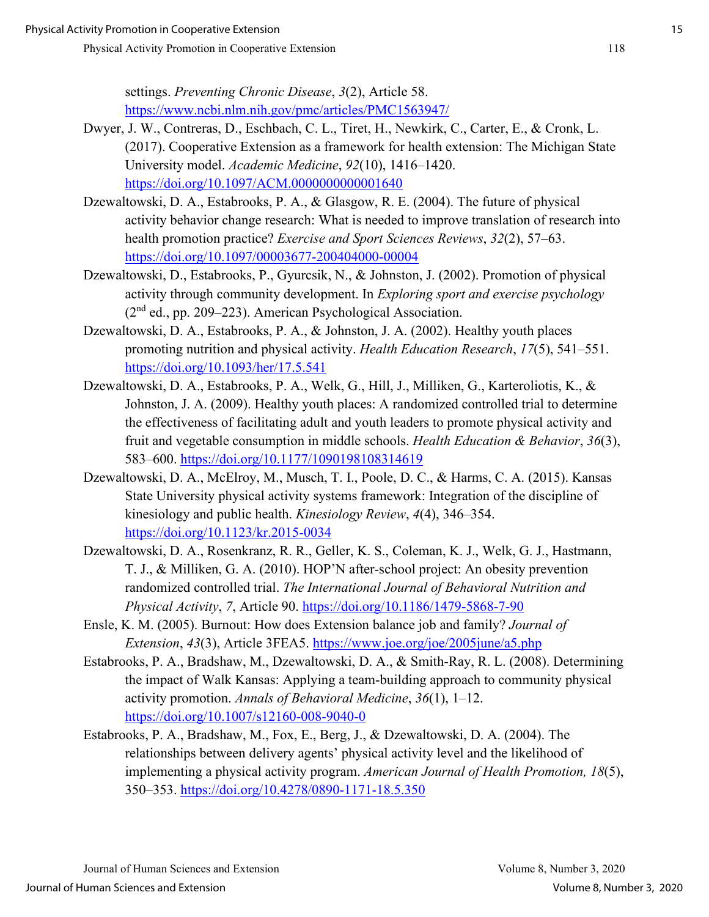settings. *Preventing Chronic Disease*, *3*(2), Article 58. https://www.ncbi.nlm.nih.gov/pmc/articles/PMC1563947/

Dwyer, J. W., Contreras, D., Eschbach, C. L., Tiret, H., Newkirk, C., Carter, E., & Cronk, L. (2017). Cooperative Extension as a framework for health extension: The Michigan State University model. *Academic Medicine*, *92*(10), 1416–1420. https://doi.org/10.1097/ACM.0000000000001640

Dzewaltowski, D. A., Estabrooks, P. A., & Glasgow, R. E. (2004). The future of physical activity behavior change research: What is needed to improve translation of research into health promotion practice? *Exercise and Sport Sciences Reviews*, *32*(2), 57–63. https://doi.org/10.1097/00003677-200404000-00004

Dzewaltowski, D., Estabrooks, P., Gyurcsik, N., & Johnston, J. (2002). Promotion of physical activity through community development. In *Exploring sport and exercise psychology* (2nd ed., pp. 209–223). American Psychological Association.

Dzewaltowski, D. A., Estabrooks, P. A., & Johnston, J. A. (2002). Healthy youth places promoting nutrition and physical activity. *Health Education Research*, *17*(5), 541–551. https://doi.org/10.1093/her/17.5.541

Dzewaltowski, D. A., Estabrooks, P. A., Welk, G., Hill, J., Milliken, G., Karteroliotis, K., & Johnston, J. A. (2009). Healthy youth places: A randomized controlled trial to determine the effectiveness of facilitating adult and youth leaders to promote physical activity and fruit and vegetable consumption in middle schools. *Health Education & Behavior*, *36*(3), 583–600. https://doi.org/10.1177/1090198108314619

Dzewaltowski, D. A., McElroy, M., Musch, T. I., Poole, D. C., & Harms, C. A. (2015). Kansas State University physical activity systems framework: Integration of the discipline of kinesiology and public health. *Kinesiology Review*, *4*(4), 346–354. https://doi.org/10.1123/kr.2015-0034

Dzewaltowski, D. A., Rosenkranz, R. R., Geller, K. S., Coleman, K. J., Welk, G. J., Hastmann, T. J., & Milliken, G. A. (2010). HOP'N after-school project: An obesity prevention randomized controlled trial. *The International Journal of Behavioral Nutrition and Physical Activity*, *7*, Article 90. https://doi.org/10.1186/1479-5868-7-90

Ensle, K. M. (2005). Burnout: How does Extension balance job and family? *Journal of Extension*, *43*(3), Article 3FEA5. https://www.joe.org/joe/2005june/a5.php

Estabrooks, P. A., Bradshaw, M., Dzewaltowski, D. A., & Smith-Ray, R. L. (2008). Determining the impact of Walk Kansas: Applying a team-building approach to community physical activity promotion. *Annals of Behavioral Medicine*, *36*(1), 1–12. https://doi.org/10.1007/s12160-008-9040-0

Estabrooks, P. A., Bradshaw, M., Fox, E., Berg, J., & Dzewaltowski, D. A. (2004). The relationships between delivery agents' physical activity level and the likelihood of implementing a physical activity program. *American Journal of Health Promotion, 18*(5), 350–353. https://doi.org/10.4278/0890-1171-18.5.350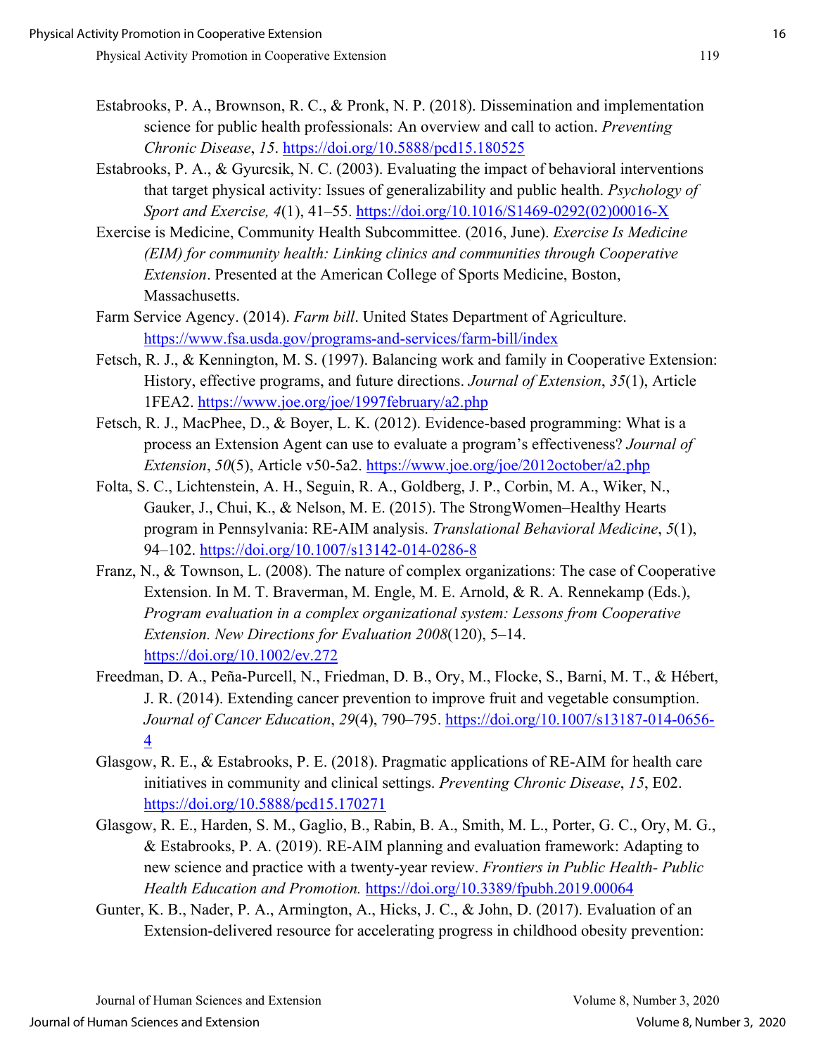Estabrooks, P. A., Brownson, R. C., & Pronk, N. P. (2018). Dissemination and implementation science for public health professionals: An overview and call to action. *Preventing Chronic Disease*, *15*. https://doi.org/10.5888/pcd15.180525

Estabrooks, P. A., & Gyurcsik, N. C. (2003). Evaluating the impact of behavioral interventions that target physical activity: Issues of generalizability and public health. *Psychology of Sport and Exercise, 4*(1), 41–55. https://doi.org/10.1016/S1469-0292(02)00016-X

Exercise is Medicine, Community Health Subcommittee. (2016, June). *Exercise Is Medicine (EIM) for community health: Linking clinics and communities through Cooperative Extension*. Presented at the American College of Sports Medicine, Boston, Massachusetts.

Farm Service Agency. (2014). *Farm bill*. United States Department of Agriculture. https://www.fsa.usda.gov/programs-and-services/farm-bill/index

Fetsch, R. J., & Kennington, M. S. (1997). Balancing work and family in Cooperative Extension: History, effective programs, and future directions. *Journal of Extension*, *35*(1), Article 1FEA2. https://www.joe.org/joe/1997february/a2.php

Fetsch, R. J., MacPhee, D., & Boyer, L. K. (2012). Evidence-based programming: What is a process an Extension Agent can use to evaluate a program's effectiveness? *Journal of Extension*, *50*(5), Article v50-5a2. https://www.joe.org/joe/2012october/a2.php

Folta, S. C., Lichtenstein, A. H., Seguin, R. A., Goldberg, J. P., Corbin, M. A., Wiker, N., Gauker, J., Chui, K., & Nelson, M. E. (2015). The StrongWomen–Healthy Hearts program in Pennsylvania: RE-AIM analysis. *Translational Behavioral Medicine*, *5*(1), 94–102. https://doi.org/10.1007/s13142-014-0286-8

Franz, N., & Townson, L. (2008). The nature of complex organizations: The case of Cooperative Extension. In M. T. Braverman, M. Engle, M. E. Arnold, & R. A. Rennekamp (Eds.), *Program evaluation in a complex organizational system: Lessons from Cooperative Extension. New Directions for Evaluation 2008*(120), 5–14. https://doi.org/10.1002/ev.272

Freedman, D. A., Peña-Purcell, N., Friedman, D. B., Ory, M., Flocke, S., Barni, M. T., & Hébert, J. R. (2014). Extending cancer prevention to improve fruit and vegetable consumption. *Journal of Cancer Education*, *29*(4), 790–795. https://doi.org/10.1007/s13187-014-0656-4

Glasgow, R. E., & Estabrooks, P. E. (2018). Pragmatic applications of RE-AIM for health care initiatives in community and clinical settings. *Preventing Chronic Disease*, *15*, E02. https://doi.org/10.5888/pcd15.170271

Glasgow, R. E., Harden, S. M., Gaglio, B., Rabin, B. A., Smith, M. L., Porter, G. C., Ory, M. G., & Estabrooks, P. A. (2019). RE-AIM planning and evaluation framework: Adapting to new science and practice with a twenty-year review. *Frontiers in Public Health- Public Health Education and Promotion.* https://doi.org/10.3389/fpubh.2019.00064

Gunter, K. B., Nader, P. A., Armington, A., Hicks, J. C., & John, D. (2017). Evaluation of an Extension-delivered resource for accelerating progress in childhood obesity prevention: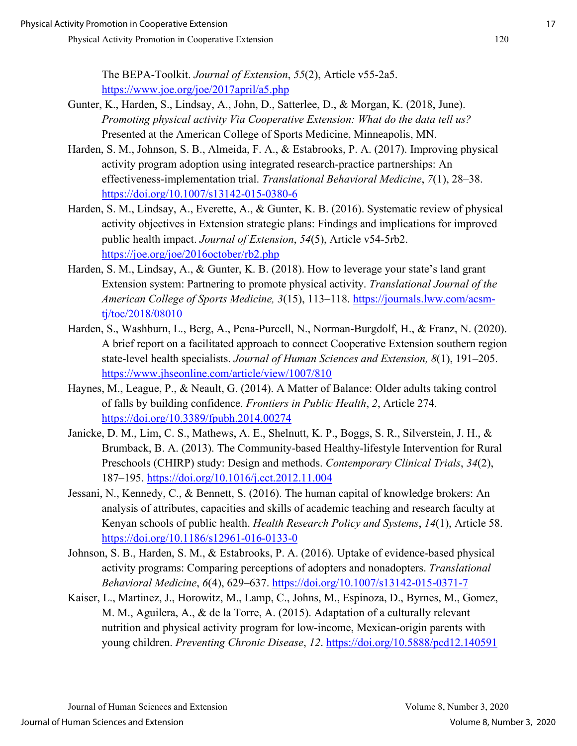The BEPA-Toolkit. *Journal of Extension*, *55*(2), Article v55-2a5. https://www.joe.org/joe/2017april/a5.php

Gunter, K., Harden, S., Lindsay, A., John, D., Satterlee, D., & Morgan, K. (2018, June). *Promoting physical activity Via Cooperative Extension: What do the data tell us?* Presented at the American College of Sports Medicine, Minneapolis, MN.

Harden, S. M., Johnson, S. B., Almeida, F. A., & Estabrooks, P. A. (2017). Improving physical activity program adoption using integrated research-practice partnerships: An effectiveness-implementation trial. *Translational Behavioral Medicine*, *7*(1), 28–38. https://doi.org/10.1007/s13142-015-0380-6

Harden, S. M., Lindsay, A., Everette, A., & Gunter, K. B. (2016). Systematic review of physical activity objectives in Extension strategic plans: Findings and implications for improved public health impact. *Journal of Extension*, *54*(5), Article v54-5rb2. https://joe.org/joe/2016october/rb2.php

Harden, S. M., Lindsay, A., & Gunter, K. B. (2018). How to leverage your state's land grant Extension system: Partnering to promote physical activity. *Translational Journal of the American College of Sports Medicine, 3*(15), 113–118. https://journals.lww.com/acsm-tj/toc/2018/08010

Harden, S., Washburn, L., Berg, A., Pena-Purcell, N., Norman-Burgdolf, H., & Franz, N. (2020). A brief report on a facilitated approach to connect Cooperative Extension southern region state-level health specialists. *Journal of Human Sciences and Extension, 8*(1), 191–205. https://www.jhseonline.com/article/view/1007/810

Haynes, M., League, P., & Neault, G. (2014). A Matter of Balance: Older adults taking control of falls by building confidence. *Frontiers in Public Health*, *2*, Article 274. https://doi.org/10.3389/fpubh.2014.00274

Janicke, D. M., Lim, C. S., Mathews, A. E., Shelnutt, K. P., Boggs, S. R., Silverstein, J. H., & Brumback, B. A. (2013). The Community-based Healthy-lifestyle Intervention for Rural Preschools (CHIRP) study: Design and methods. *Contemporary Clinical Trials*, *34*(2), 187–195. https://doi.org/10.1016/j.cct.2012.11.004

Jessani, N., Kennedy, C., & Bennett, S. (2016). The human capital of knowledge brokers: An analysis of attributes, capacities and skills of academic teaching and research faculty at Kenyan schools of public health. *Health Research Policy and Systems*, *14*(1), Article 58. https://doi.org/10.1186/s12961-016-0133-0

Johnson, S. B., Harden, S. M., & Estabrooks, P. A. (2016). Uptake of evidence-based physical activity programs: Comparing perceptions of adopters and nonadopters. *Translational Behavioral Medicine*, *6*(4), 629–637. https://doi.org/10.1007/s13142-015-0371-7

Kaiser, L., Martinez, J., Horowitz, M., Lamp, C., Johns, M., Espinoza, D., Byrnes, M., Gomez, M. M., Aguilera, A., & de la Torre, A. (2015). Adaptation of a culturally relevant nutrition and physical activity program for low-income, Mexican-origin parents with young children. *Preventing Chronic Disease*, *12*. https://doi.org/10.5888/pcd12.140591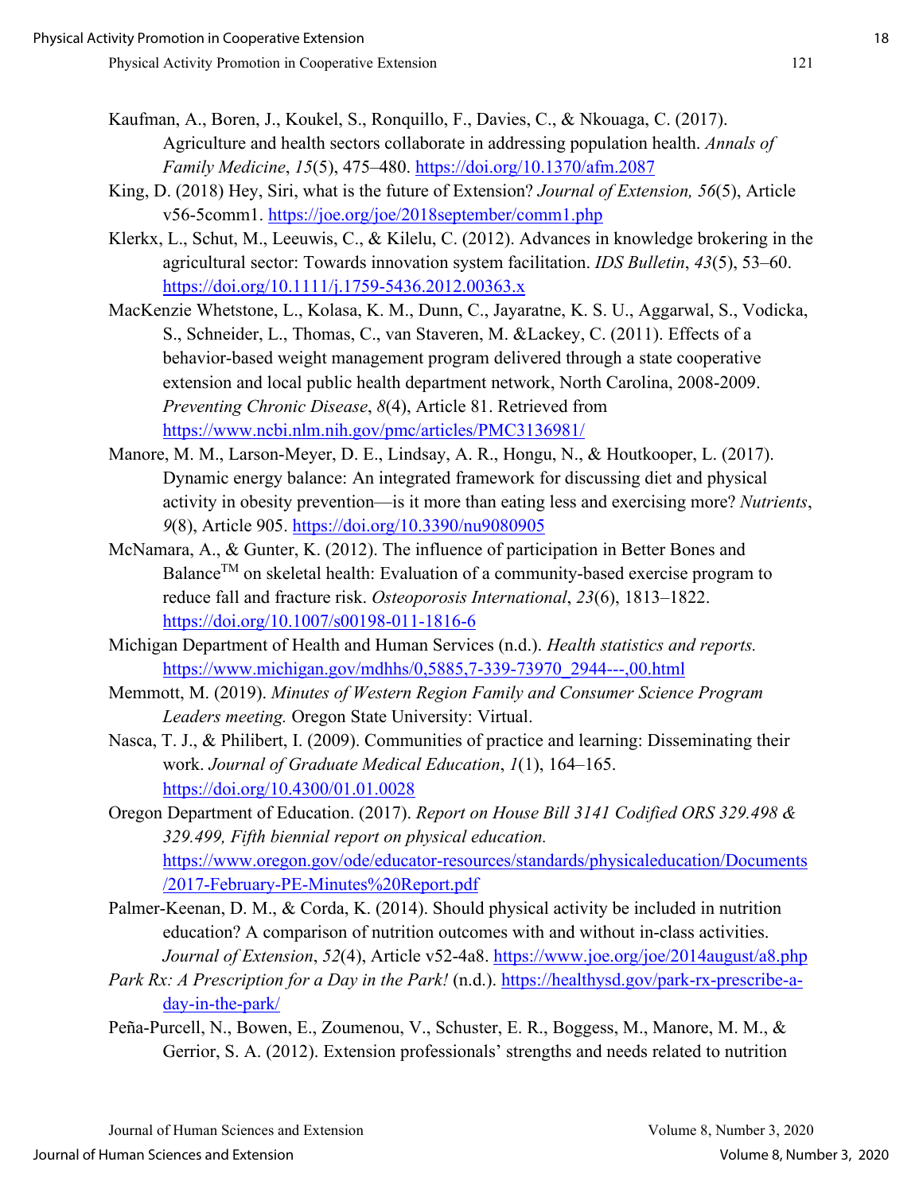Kaufman, A., Boren, J., Koukel, S., Ronquillo, F., Davies, C., & Nkouaga, C. (2017). Agriculture and health sectors collaborate in addressing population health. *Annals of Family Medicine*, *15*(5), 475–480. https://doi.org/10.1370/afm.2087

King, D. (2018) Hey, Siri, what is the future of Extension? *Journal of Extension, 56*(5), Article v56-5comm1. https://joe.org/joe/2018september/comm1.php

Klerkx, L., Schut, M., Leeuwis, C., & Kilelu, C. (2012). Advances in knowledge brokering in the agricultural sector: Towards innovation system facilitation. *IDS Bulletin*, *43*(5), 53–60. https://doi.org/10.1111/j.1759-5436.2012.00363.x

MacKenzie Whetstone, L., Kolasa, K. M., Dunn, C., Jayaratne, K. S. U., Aggarwal, S., Vodicka, S., Schneider, L., Thomas, C., van Staveren, M. &Lackey, C. (2011). Effects of a behavior-based weight management program delivered through a state cooperative extension and local public health department network, North Carolina, 2008-2009. *Preventing Chronic Disease*, *8*(4), Article 81. Retrieved from https://www.ncbi.nlm.nih.gov/pmc/articles/PMC3136981/

Manore, M. M., Larson-Meyer, D. E., Lindsay, A. R., Hongu, N., & Houtkooper, L. (2017). Dynamic energy balance: An integrated framework for discussing diet and physical activity in obesity prevention—is it more than eating less and exercising more? *Nutrients*, *9*(8), Article 905. https://doi.org/10.3390/nu9080905

McNamara, A., & Gunter, K. (2012). The influence of participation in Better Bones and Balance™ on skeletal health: Evaluation of a community-based exercise program to reduce fall and fracture risk. *Osteoporosis International*, *23*(6), 1813–1822. https://doi.org/10.1007/s00198-011-1816-6

Michigan Department of Health and Human Services (n.d.). *Health statistics and reports.* https://www.michigan.gov/mdhhs/0,5885,7-339-73970_2944---,00.html

Memmott, M. (2019). *Minutes of Western Region Family and Consumer Science Program Leaders meeting.* Oregon State University: Virtual.

Nasca, T. J., & Philibert, I. (2009). Communities of practice and learning: Disseminating their work. *Journal of Graduate Medical Education*, *1*(1), 164–165. https://doi.org/10.4300/01.01.0028

Oregon Department of Education. (2017). *Report on House Bill 3141 Codified ORS 329.498 & 329.499, Fifth biennial report on physical education.* https://www.oregon.gov/ode/educator-resources/standards/physicaleducation/Documents/2017-February-PE-Minutes%20Report.pdf

Palmer-Keenan, D. M., & Corda, K. (2014). Should physical activity be included in nutrition education? A comparison of nutrition outcomes with and without in-class activities. *Journal of Extension*, *52*(4), Article v52-4a8. https://www.joe.org/joe/2014august/a8.php

*Park Rx: A Prescription for a Day in the Park!* (n.d.). https://healthysd.gov/park-rx-prescribe-a-day-in-the-park/

Peña-Purcell, N., Bowen, E., Zoumenou, V., Schuster, E. R., Boggess, M., Manore, M. M., & Gerrior, S. A. (2012). Extension professionals' strengths and needs related to nutrition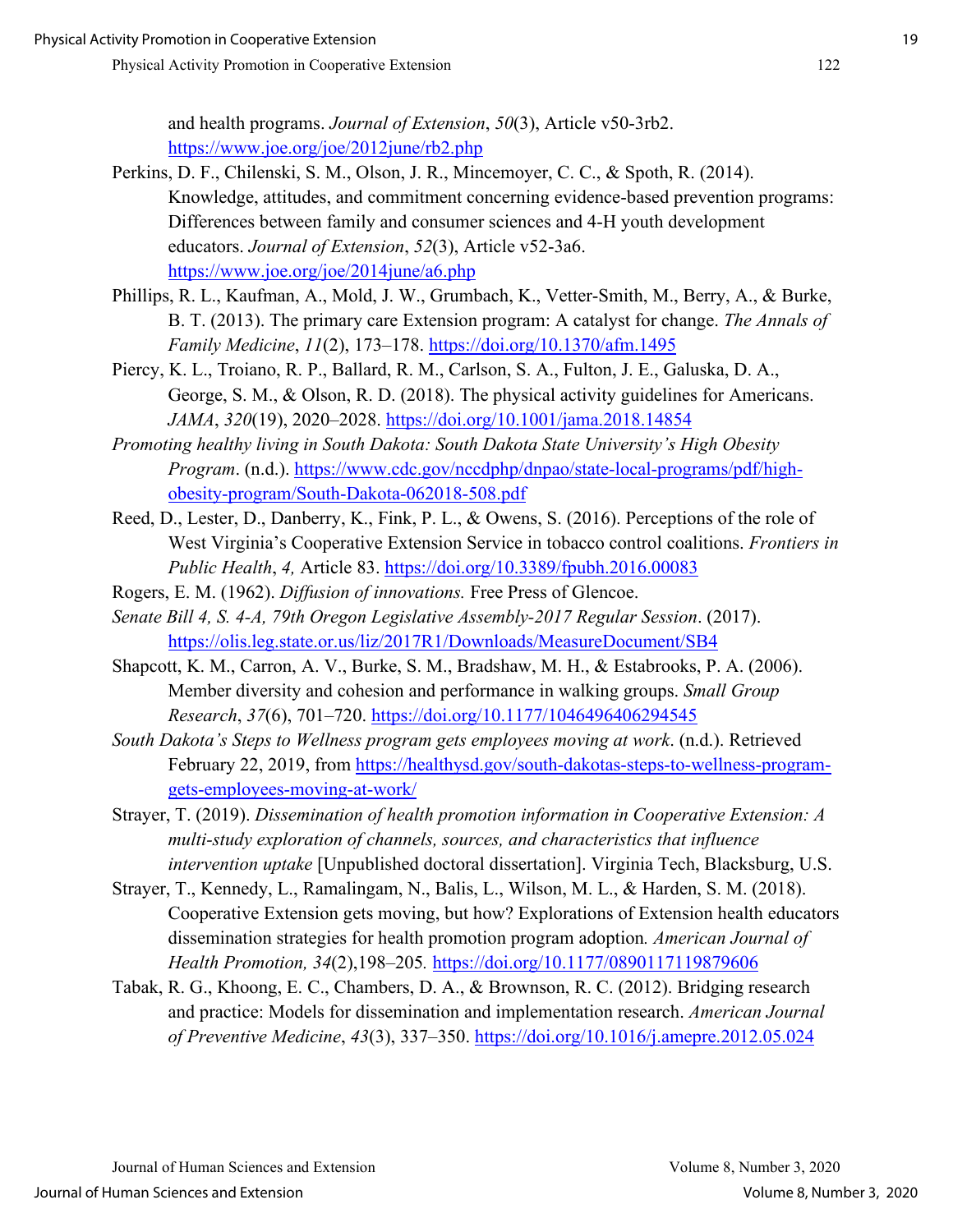and health programs. *Journal of Extension*, *50*(3), Article v50-3rb2. https://www.joe.org/joe/2012june/rb2.php

Perkins, D. F., Chilenski, S. M., Olson, J. R., Mincemoyer, C. C., & Spoth, R. (2014). Knowledge, attitudes, and commitment concerning evidence-based prevention programs: Differences between family and consumer sciences and 4-H youth development educators. *Journal of Extension*, *52*(3), Article v52-3a6. https://www.joe.org/joe/2014june/a6.php

Phillips, R. L., Kaufman, A., Mold, J. W., Grumbach, K., Vetter-Smith, M., Berry, A., & Burke, B. T. (2013). The primary care Extension program: A catalyst for change. *The Annals of Family Medicine*, *11*(2), 173–178. https://doi.org/10.1370/afm.1495

Piercy, K. L., Troiano, R. P., Ballard, R. M., Carlson, S. A., Fulton, J. E., Galuska, D. A., George, S. M., & Olson, R. D. (2018). The physical activity guidelines for Americans. *JAMA*, *320*(19), 2020–2028. https://doi.org/10.1001/jama.2018.14854

*Promoting healthy living in South Dakota: South Dakota State University's High Obesity Program*. (n.d.). https://www.cdc.gov/nccdphp/dnpao/state-local-programs/pdf/high-obesity-program/South-Dakota-062018-508.pdf

Reed, D., Lester, D., Danberry, K., Fink, P. L., & Owens, S. (2016). Perceptions of the role of West Virginia's Cooperative Extension Service in tobacco control coalitions. *Frontiers in Public Health*, *4,* Article 83. https://doi.org/10.3389/fpubh.2016.00083

Rogers, E. M. (1962). *Diffusion of innovations.* Free Press of Glencoe.

*Senate Bill 4, S. 4-A, 79th Oregon Legislative Assembly-2017 Regular Session*. (2017). https://olis.leg.state.or.us/liz/2017R1/Downloads/MeasureDocument/SB4

Shapcott, K. M., Carron, A. V., Burke, S. M., Bradshaw, M. H., & Estabrooks, P. A. (2006). Member diversity and cohesion and performance in walking groups. *Small Group Research*, *37*(6), 701–720. https://doi.org/10.1177/1046496406294545

*South Dakota's Steps to Wellness program gets employees moving at work*. (n.d.). Retrieved February 22, 2019, from https://healthysd.gov/south-dakotas-steps-to-wellness-program-gets-employees-moving-at-work/

Strayer, T. (2019). *Dissemination of health promotion information in Cooperative Extension: A multi-study exploration of channels, sources, and characteristics that influence intervention uptake* [Unpublished doctoral dissertation]. Virginia Tech, Blacksburg, U.S.

Strayer, T., Kennedy, L., Ramalingam, N., Balis, L., Wilson, M. L., & Harden, S. M. (2018). Cooperative Extension gets moving, but how? Explorations of Extension health educators dissemination strategies for health promotion program adoption*. American Journal of Health Promotion, 34*(2),198–205*.* https://doi.org/10.1177/0890117119879606

Tabak, R. G., Khoong, E. C., Chambers, D. A., & Brownson, R. C. (2012). Bridging research and practice: Models for dissemination and implementation research. *American Journal of Preventive Medicine*, *43*(3), 337–350. https://doi.org/10.1016/j.amepre.2012.05.024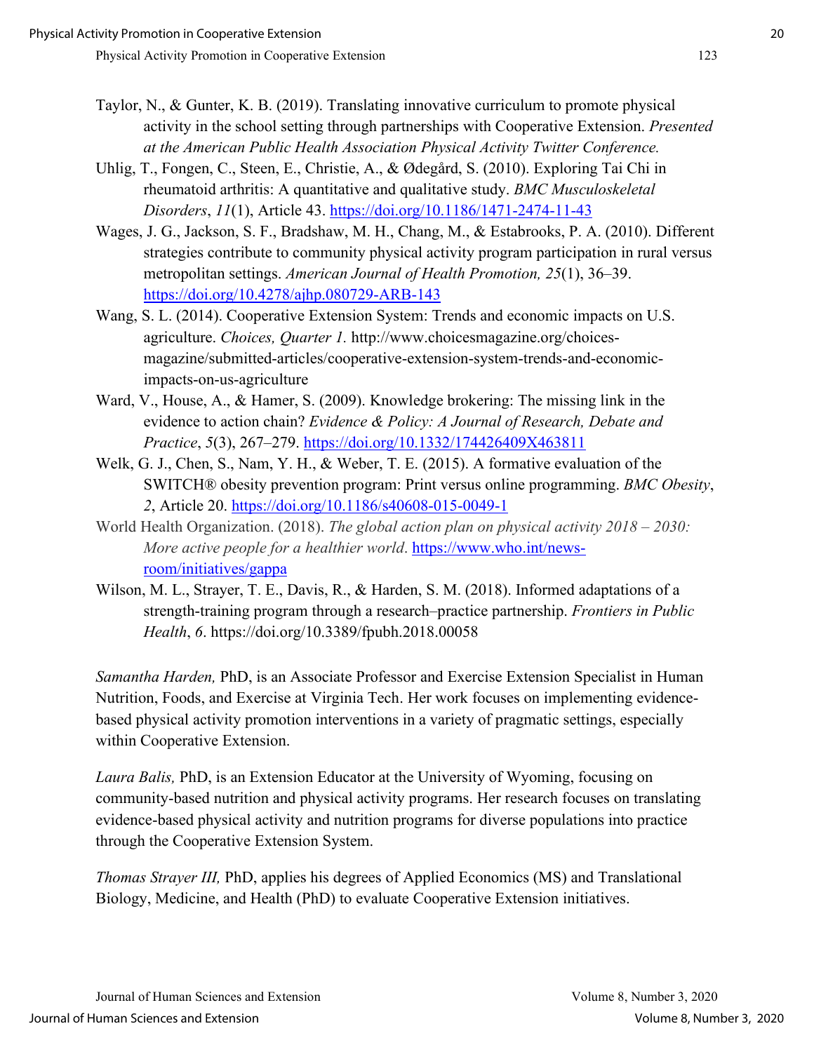Taylor, N., & Gunter, K. B. (2019). Translating innovative curriculum to promote physical activity in the school setting through partnerships with Cooperative Extension. *Presented at the American Public Health Association Physical Activity Twitter Conference.*

Uhlig, T., Fongen, C., Steen, E., Christie, A., & Ødegård, S. (2010). Exploring Tai Chi in rheumatoid arthritis: A quantitative and qualitative study. *BMC Musculoskeletal Disorders*, *11*(1), Article 43. https://doi.org/10.1186/1471-2474-11-43

Wages, J. G., Jackson, S. F., Bradshaw, M. H., Chang, M., & Estabrooks, P. A. (2010). Different strategies contribute to community physical activity program participation in rural versus metropolitan settings. *American Journal of Health Promotion, 25*(1), 36–39. https://doi.org/10.4278/ajhp.080729-ARB-143

Wang, S. L. (2014). Cooperative Extension System: Trends and economic impacts on U.S. agriculture. *Choices, Quarter 1.* http://www.choicesmagazine.org/choices-magazine/submitted-articles/cooperative-extension-system-trends-and-economic-impacts-on-us-agriculture

Ward, V., House, A., & Hamer, S. (2009). Knowledge brokering: The missing link in the evidence to action chain? *Evidence & Policy: A Journal of Research, Debate and Practice*, *5*(3), 267–279. https://doi.org/10.1332/174426409X463811

Welk, G. J., Chen, S., Nam, Y. H., & Weber, T. E. (2015). A formative evaluation of the SWITCH® obesity prevention program: Print versus online programming. *BMC Obesity*, *2*, Article 20. https://doi.org/10.1186/s40608-015-0049-1

World Health Organization. (2018). *The global action plan on physical activity 2018 – 2030: More active people for a healthier world*. https://www.who.int/news-room/initiatives/gappa

Wilson, M. L., Strayer, T. E., Davis, R., & Harden, S. M. (2018). Informed adaptations of a strength-training program through a research–practice partnership. *Frontiers in Public Health*, *6*. https://doi.org/10.3389/fpubh.2018.00058

*Samantha Harden,* PhD, is an Associate Professor and Exercise Extension Specialist in Human Nutrition, Foods, and Exercise at Virginia Tech. Her work focuses on implementing evidence-based physical activity promotion interventions in a variety of pragmatic settings, especially within Cooperative Extension.

*Laura Balis,* PhD, is an Extension Educator at the University of Wyoming, focusing on community-based nutrition and physical activity programs. Her research focuses on translating evidence-based physical activity and nutrition programs for diverse populations into practice through the Cooperative Extension System.

*Thomas Strayer III,* PhD, applies his degrees of Applied Economics (MS) and Translational Biology, Medicine, and Health (PhD) to evaluate Cooperative Extension initiatives.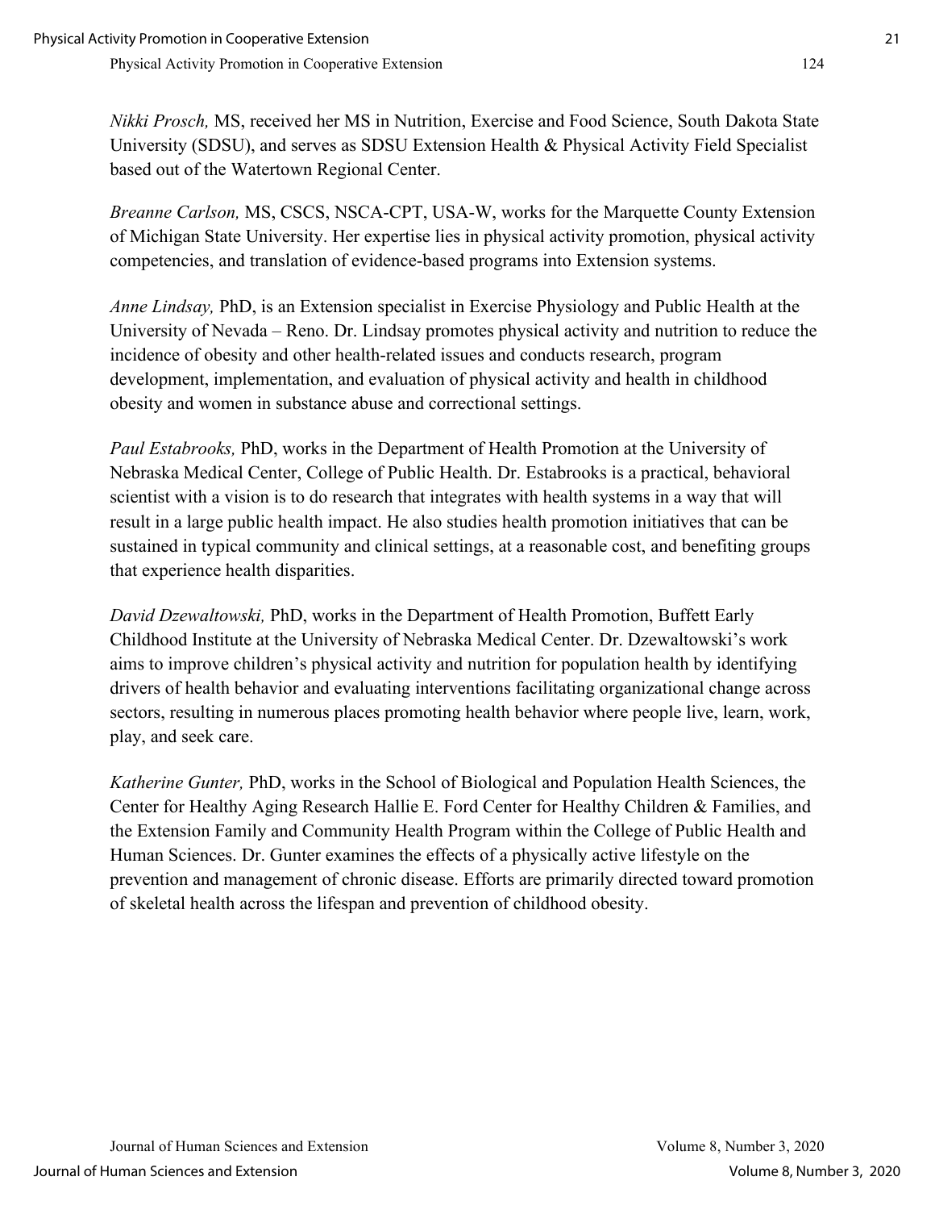*Nikki Prosch,* MS, received her MS in Nutrition, Exercise and Food Science, South Dakota State University (SDSU), and serves as SDSU Extension Health & Physical Activity Field Specialist based out of the Watertown Regional Center.

*Breanne Carlson,* MS, CSCS, NSCA-CPT, USA-W, works for the Marquette County Extension of Michigan State University. Her expertise lies in physical activity promotion, physical activity competencies, and translation of evidence-based programs into Extension systems.

*Anne Lindsay,* PhD, is an Extension specialist in Exercise Physiology and Public Health at the University of Nevada – Reno. Dr. Lindsay promotes physical activity and nutrition to reduce the incidence of obesity and other health-related issues and conducts research, program development, implementation, and evaluation of physical activity and health in childhood obesity and women in substance abuse and correctional settings.

*Paul Estabrooks,* PhD, works in the Department of Health Promotion at the University of Nebraska Medical Center, College of Public Health. Dr. Estabrooks is a practical, behavioral scientist with a vision is to do research that integrates with health systems in a way that will result in a large public health impact. He also studies health promotion initiatives that can be sustained in typical community and clinical settings, at a reasonable cost, and benefiting groups that experience health disparities.

*David Dzewaltowski,* PhD, works in the Department of Health Promotion, Buffett Early Childhood Institute at the University of Nebraska Medical Center. Dr. Dzewaltowski's work aims to improve children's physical activity and nutrition for population health by identifying drivers of health behavior and evaluating interventions facilitating organizational change across sectors, resulting in numerous places promoting health behavior where people live, learn, work, play, and seek care.

*Katherine Gunter,* PhD, works in the School of Biological and Population Health Sciences, the Center for Healthy Aging Research Hallie E. Ford Center for Healthy Children & Families, and the Extension Family and Community Health Program within the College of Public Health and Human Sciences. Dr. Gunter examines the effects of a physically active lifestyle on the prevention and management of chronic disease. Efforts are primarily directed toward promotion of skeletal health across the lifespan and prevention of childhood obesity.